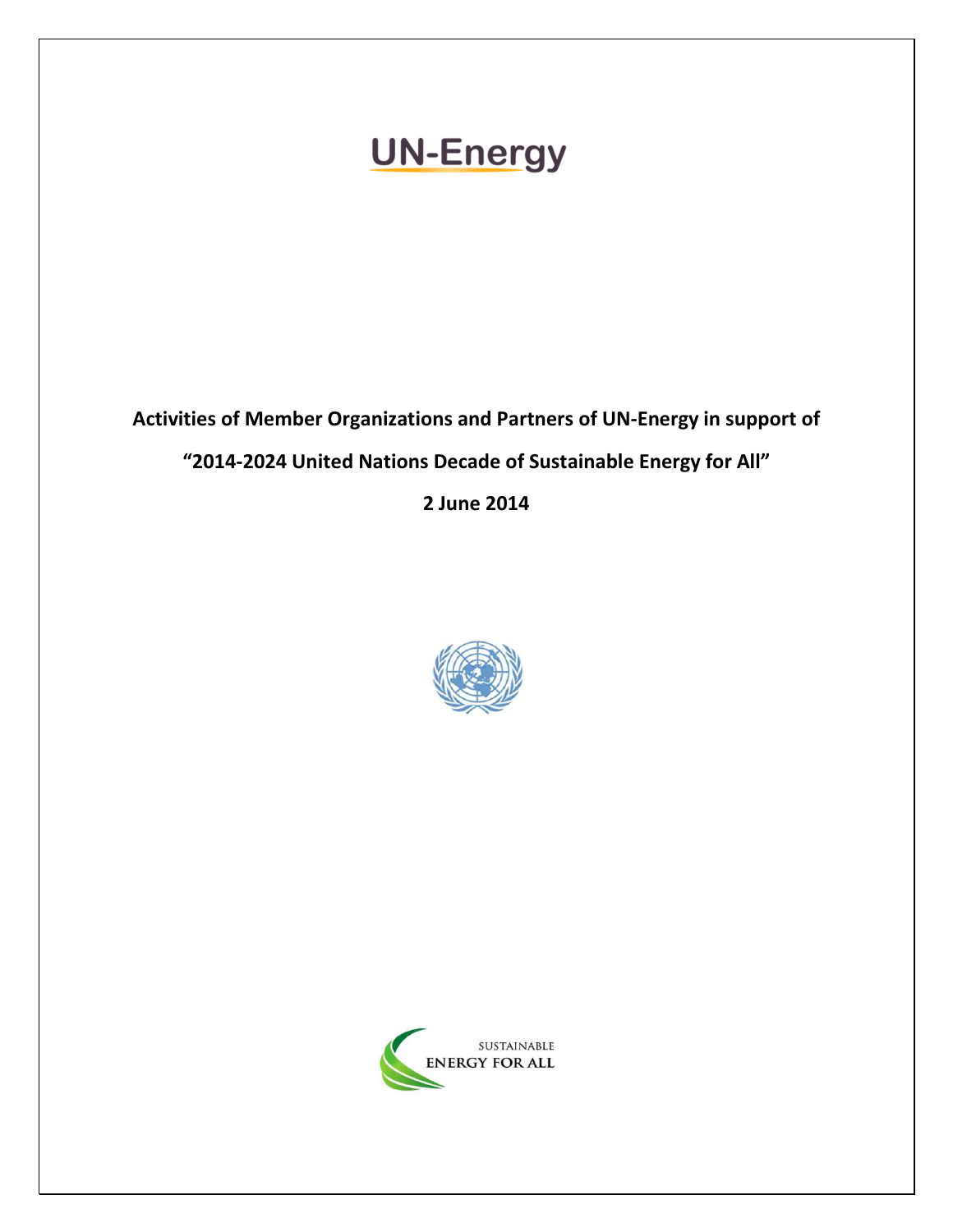# UN-Energy

**Activities of Member Organizations and Partners of UN-Energy in support of**

**"2014-2024 United Nations Decade of Sustainable Energy for All"**

**2 June 2014**

SUSTAINABLE ENERGY FOR ALL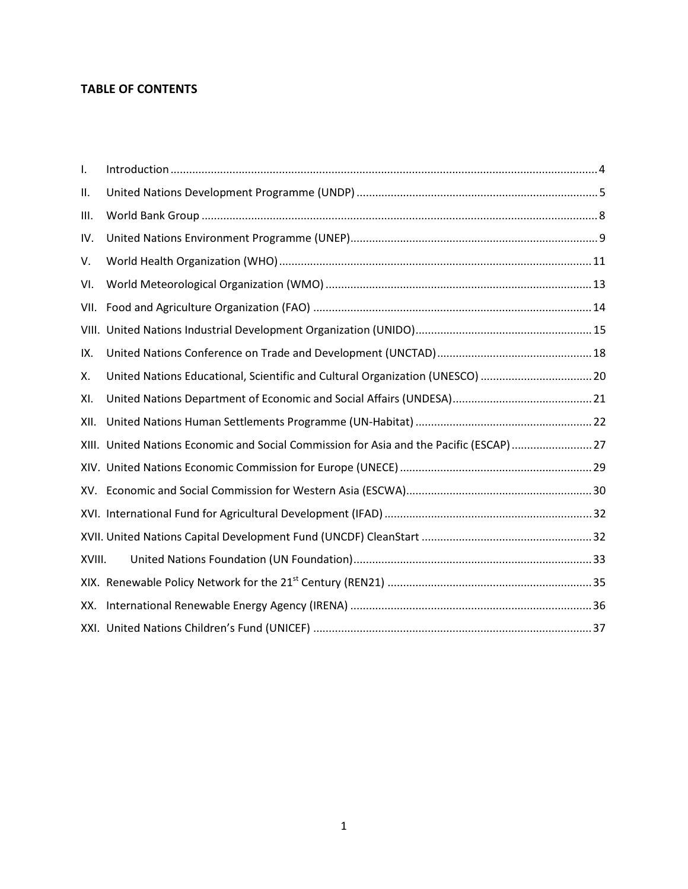## TABLE OF CONTENTS

I. Introduction ........................................................................................................................................ 4
II. United Nations Development Programme (UNDP) ............................................................................. 5
III. World Bank Group ............................................................................................................................... 8
IV. United Nations Environment Programme (UNEP)............................................................................... 9
V. World Health Organization (WHO) .................................................................................................... 11
VI. World Meteorological Organization (WMO) ..................................................................................... 13
VII. Food and Agriculture Organization (FAO) ......................................................................................... 14
VIII. United Nations Industrial Development Organization (UNIDO)......................................................... 15
IX. United Nations Conference on Trade and Development (UNCTAD).................................................. 18
X. United Nations Educational, Scientific and Cultural Organization (UNESCO) .................................... 20
XI. United Nations Department of Economic and Social Affairs (UNDESA)............................................. 21
XII. United Nations Human Settlements Programme (UN-Habitat) ......................................................... 22
XIII. United Nations Economic and Social Commission for Asia and the Pacific (ESCAP) .......................... 27
XIV. United Nations Economic Commission for Europe (UNECE) ............................................................. 29
XV. Economic and Social Commission for Western Asia (ESCWA)............................................................ 30
XVI. International Fund for Agricultural Development (IFAD) .................................................................. 32
XVII. United Nations Capital Development Fund (UNCDF) CleanStart ....................................................... 32
XVIII. United Nations Foundation (UN Foundation)............................................................................. 33
XIX. Renewable Policy Network for the 21st Century (REN21) ................................................................. 35
XX. International Renewable Energy Agency (IRENA) ............................................................................. 36
XXI. United Nations Children's Fund (UNICEF) ......................................................................................... 37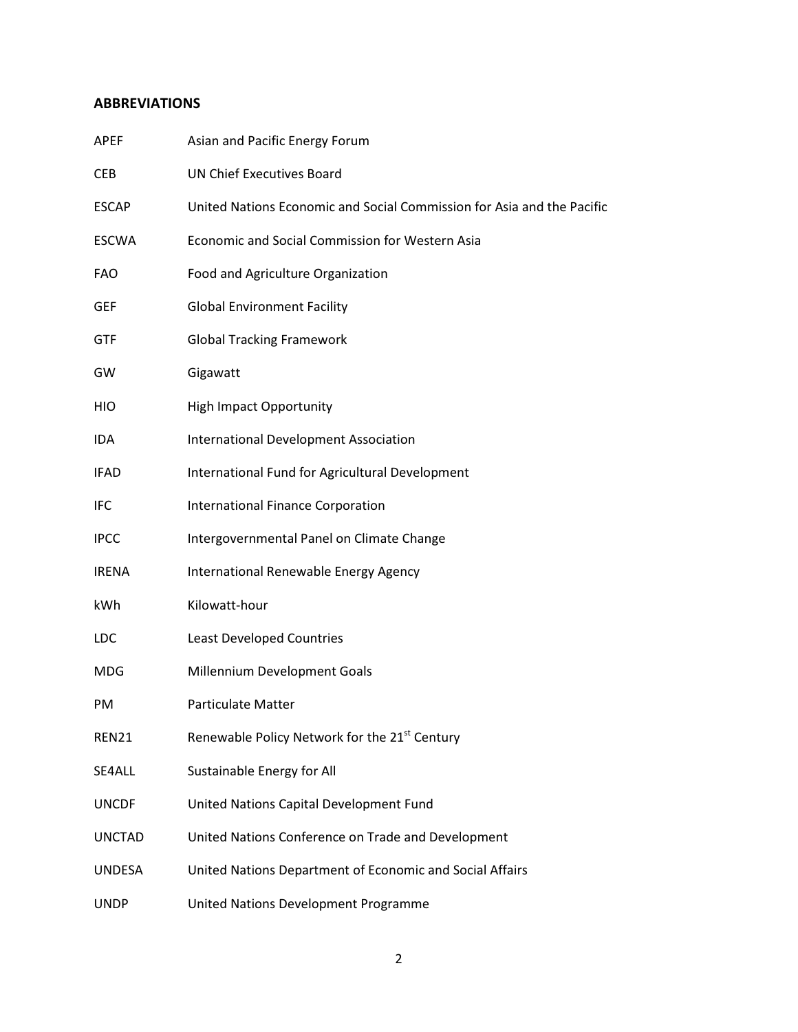## ABBREVIATIONS

| | |
|---|---|
| APEF | Asian and Pacific Energy Forum |
| CEB | UN Chief Executives Board |
| ESCAP | United Nations Economic and Social Commission for Asia and the Pacific |
| ESCWA | Economic and Social Commission for Western Asia |
| FAO | Food and Agriculture Organization |
| GEF | Global Environment Facility |
| GTF | Global Tracking Framework |
| GW | Gigawatt |
| HIO | High Impact Opportunity |
| IDA | International Development Association |
| IFAD | International Fund for Agricultural Development |
| IFC | International Finance Corporation |
| IPCC | Intergovernmental Panel on Climate Change |
| IRENA | International Renewable Energy Agency |
| kWh | Kilowatt-hour |
| LDC | Least Developed Countries |
| MDG | Millennium Development Goals |
| PM | Particulate Matter |
| REN21 | Renewable Policy Network for the 21st Century |
| SE4ALL | Sustainable Energy for All |
| UNCDF | United Nations Capital Development Fund |
| UNCTAD | United Nations Conference on Trade and Development |
| UNDESA | United Nations Department of Economic and Social Affairs |
| UNDP | United Nations Development Programme |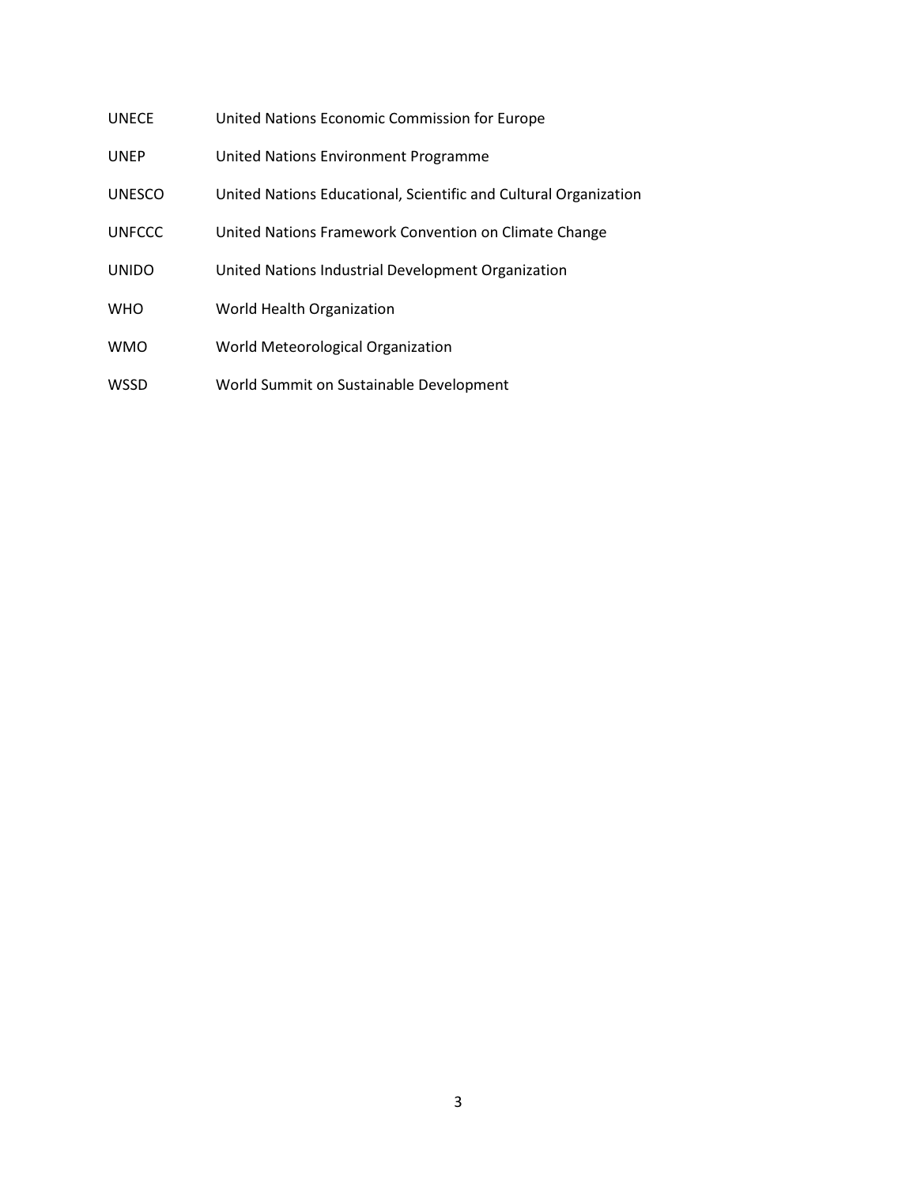| | |
|---|---|
| UNECE | United Nations Economic Commission for Europe |
| UNEP | United Nations Environment Programme |
| UNESCO | United Nations Educational, Scientific and Cultural Organization |
| UNFCCC | United Nations Framework Convention on Climate Change |
| UNIDO | United Nations Industrial Development Organization |
| WHO | World Health Organization |
| WMO | World Meteorological Organization |
| WSSD | World Summit on Sustainable Development |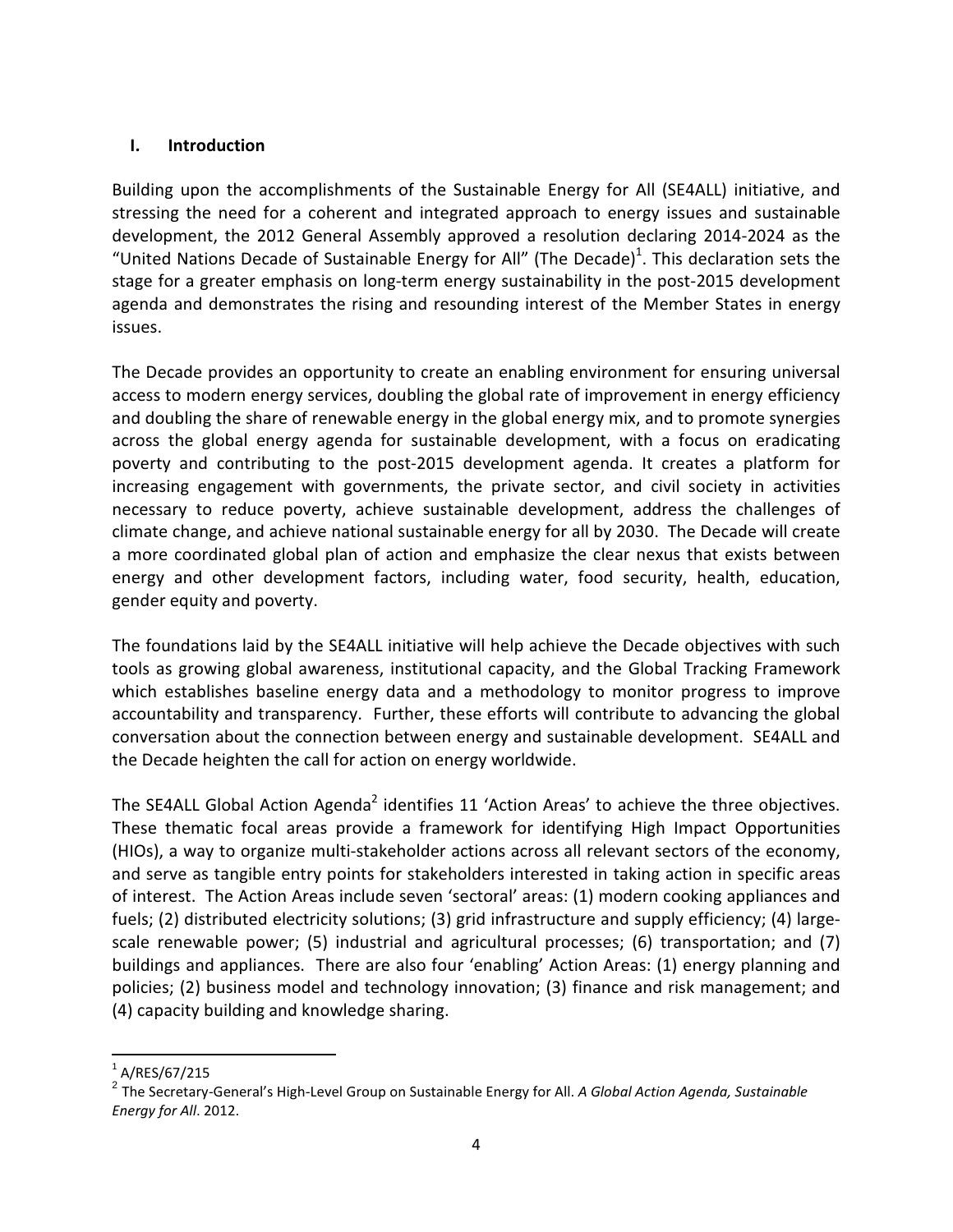## I. Introduction

Building upon the accomplishments of the Sustainable Energy for All (SE4ALL) initiative, and stressing the need for a coherent and integrated approach to energy issues and sustainable development, the 2012 General Assembly approved a resolution declaring 2014-2024 as the "United Nations Decade of Sustainable Energy for All" (The Decade)[1]. This declaration sets the stage for a greater emphasis on long-term energy sustainability in the post-2015 development agenda and demonstrates the rising and resounding interest of the Member States in energy issues.

The Decade provides an opportunity to create an enabling environment for ensuring universal access to modern energy services, doubling the global rate of improvement in energy efficiency and doubling the share of renewable energy in the global energy mix, and to promote synergies across the global energy agenda for sustainable development, with a focus on eradicating poverty and contributing to the post-2015 development agenda. It creates a platform for increasing engagement with governments, the private sector, and civil society in activities necessary to reduce poverty, achieve sustainable development, address the challenges of climate change, and achieve national sustainable energy for all by 2030. The Decade will create a more coordinated global plan of action and emphasize the clear nexus that exists between energy and other development factors, including water, food security, health, education, gender equity and poverty.

The foundations laid by the SE4ALL initiative will help achieve the Decade objectives with such tools as growing global awareness, institutional capacity, and the Global Tracking Framework which establishes baseline energy data and a methodology to monitor progress to improve accountability and transparency. Further, these efforts will contribute to advancing the global conversation about the connection between energy and sustainable development. SE4ALL and the Decade heighten the call for action on energy worldwide.

The SE4ALL Global Action Agenda[2] identifies 11 'Action Areas' to achieve the three objectives. These thematic focal areas provide a framework for identifying High Impact Opportunities (HIOs), a way to organize multi-stakeholder actions across all relevant sectors of the economy, and serve as tangible entry points for stakeholders interested in taking action in specific areas of interest. The Action Areas include seven 'sectoral' areas: (1) modern cooking appliances and fuels; (2) distributed electricity solutions; (3) grid infrastructure and supply efficiency; (4) large-scale renewable power; (5) industrial and agricultural processes; (6) transportation; and (7) buildings and appliances. There are also four 'enabling' Action Areas: (1) energy planning and policies; (2) business model and technology innovation; (3) finance and risk management; and (4) capacity building and knowledge sharing.

---

[1] A/RES/67/215

[2] The Secretary-General's High-Level Group on Sustainable Energy for All. *A Global Action Agenda, Sustainable Energy for All*. 2012.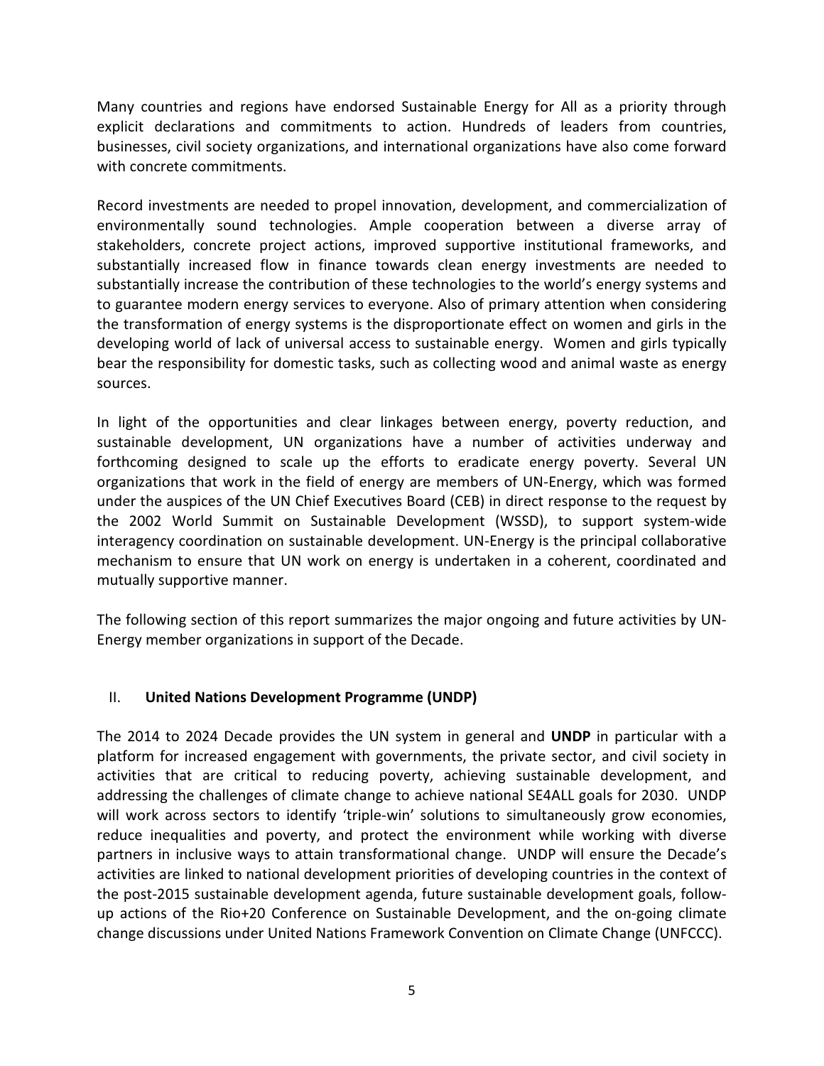Many countries and regions have endorsed Sustainable Energy for All as a priority through explicit declarations and commitments to action. Hundreds of leaders from countries, businesses, civil society organizations, and international organizations have also come forward with concrete commitments.

Record investments are needed to propel innovation, development, and commercialization of environmentally sound technologies. Ample cooperation between a diverse array of stakeholders, concrete project actions, improved supportive institutional frameworks, and substantially increased flow in finance towards clean energy investments are needed to substantially increase the contribution of these technologies to the world's energy systems and to guarantee modern energy services to everyone. Also of primary attention when considering the transformation of energy systems is the disproportionate effect on women and girls in the developing world of lack of universal access to sustainable energy. Women and girls typically bear the responsibility for domestic tasks, such as collecting wood and animal waste as energy sources.

In light of the opportunities and clear linkages between energy, poverty reduction, and sustainable development, UN organizations have a number of activities underway and forthcoming designed to scale up the efforts to eradicate energy poverty. Several UN organizations that work in the field of energy are members of UN-Energy, which was formed under the auspices of the UN Chief Executives Board (CEB) in direct response to the request by the 2002 World Summit on Sustainable Development (WSSD), to support system-wide interagency coordination on sustainable development. UN-Energy is the principal collaborative mechanism to ensure that UN work on energy is undertaken in a coherent, coordinated and mutually supportive manner.

The following section of this report summarizes the major ongoing and future activities by UN-Energy member organizations in support of the Decade.

## II. United Nations Development Programme (UNDP)

The 2014 to 2024 Decade provides the UN system in general and **UNDP** in particular with a platform for increased engagement with governments, the private sector, and civil society in activities that are critical to reducing poverty, achieving sustainable development, and addressing the challenges of climate change to achieve national SE4ALL goals for 2030. UNDP will work across sectors to identify 'triple-win' solutions to simultaneously grow economies, reduce inequalities and poverty, and protect the environment while working with diverse partners in inclusive ways to attain transformational change. UNDP will ensure the Decade's activities are linked to national development priorities of developing countries in the context of the post-2015 sustainable development agenda, future sustainable development goals, follow-up actions of the Rio+20 Conference on Sustainable Development, and the on-going climate change discussions under United Nations Framework Convention on Climate Change (UNFCCC).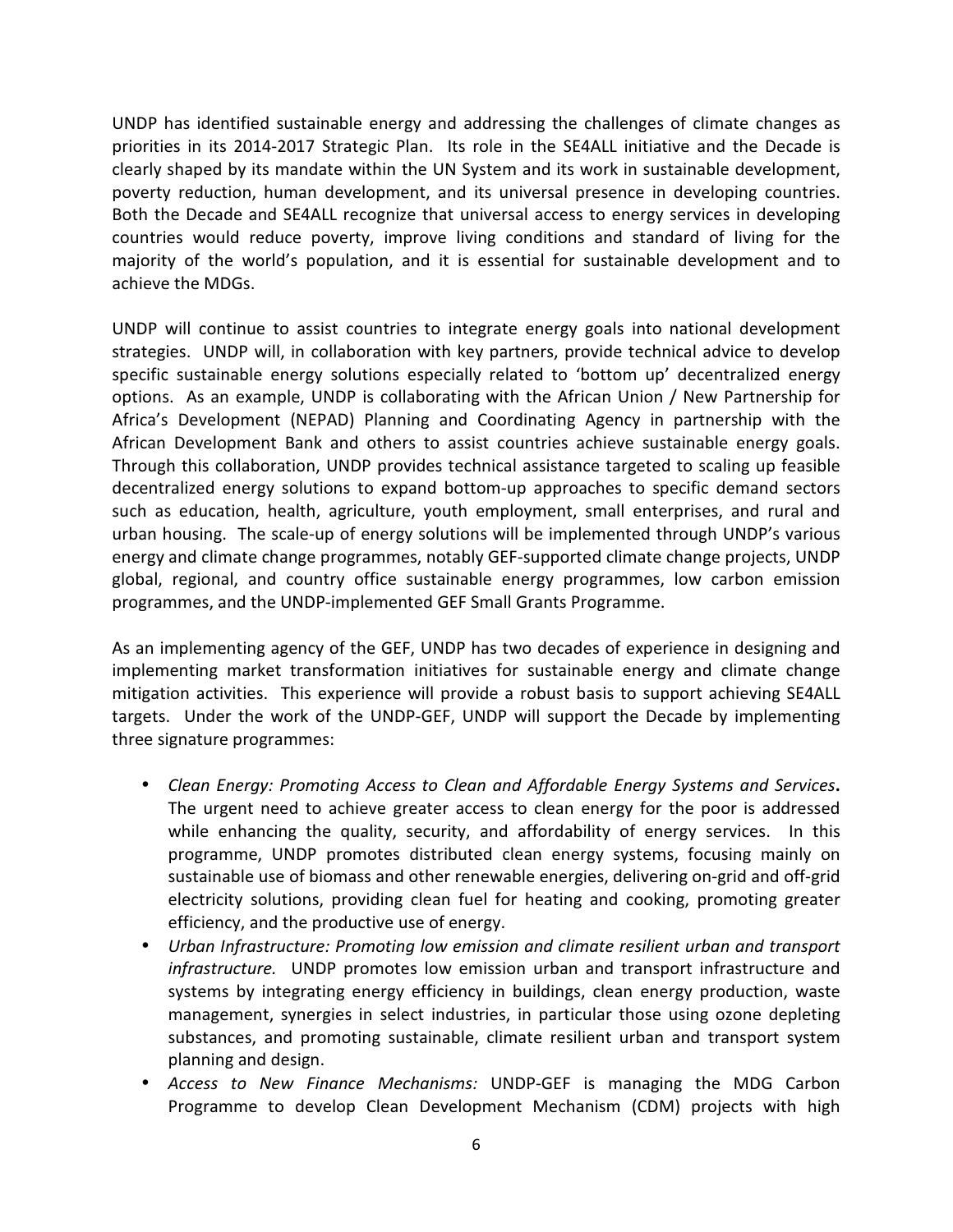UNDP has identified sustainable energy and addressing the challenges of climate changes as priorities in its 2014-2017 Strategic Plan. Its role in the SE4ALL initiative and the Decade is clearly shaped by its mandate within the UN System and its work in sustainable development, poverty reduction, human development, and its universal presence in developing countries. Both the Decade and SE4ALL recognize that universal access to energy services in developing countries would reduce poverty, improve living conditions and standard of living for the majority of the world's population, and it is essential for sustainable development and to achieve the MDGs.

UNDP will continue to assist countries to integrate energy goals into national development strategies. UNDP will, in collaboration with key partners, provide technical advice to develop specific sustainable energy solutions especially related to 'bottom up' decentralized energy options. As an example, UNDP is collaborating with the African Union / New Partnership for Africa's Development (NEPAD) Planning and Coordinating Agency in partnership with the African Development Bank and others to assist countries achieve sustainable energy goals. Through this collaboration, UNDP provides technical assistance targeted to scaling up feasible decentralized energy solutions to expand bottom-up approaches to specific demand sectors such as education, health, agriculture, youth employment, small enterprises, and rural and urban housing. The scale-up of energy solutions will be implemented through UNDP's various energy and climate change programmes, notably GEF-supported climate change projects, UNDP global, regional, and country office sustainable energy programmes, low carbon emission programmes, and the UNDP-implemented GEF Small Grants Programme.

As an implementing agency of the GEF, UNDP has two decades of experience in designing and implementing market transformation initiatives for sustainable energy and climate change mitigation activities. This experience will provide a robust basis to support achieving SE4ALL targets. Under the work of the UNDP-GEF, UNDP will support the Decade by implementing three signature programmes:

- *Clean Energy: Promoting Access to Clean and Affordable Energy Systems and Services***.** The urgent need to achieve greater access to clean energy for the poor is addressed while enhancing the quality, security, and affordability of energy services. In this programme, UNDP promotes distributed clean energy systems, focusing mainly on sustainable use of biomass and other renewable energies, delivering on-grid and off-grid electricity solutions, providing clean fuel for heating and cooking, promoting greater efficiency, and the productive use of energy.
- *Urban Infrastructure: Promoting low emission and climate resilient urban and transport infrastructure.* UNDP promotes low emission urban and transport infrastructure and systems by integrating energy efficiency in buildings, clean energy production, waste management, synergies in select industries, in particular those using ozone depleting substances, and promoting sustainable, climate resilient urban and transport system planning and design.
- *Access to New Finance Mechanisms:* UNDP-GEF is managing the MDG Carbon Programme to develop Clean Development Mechanism (CDM) projects with high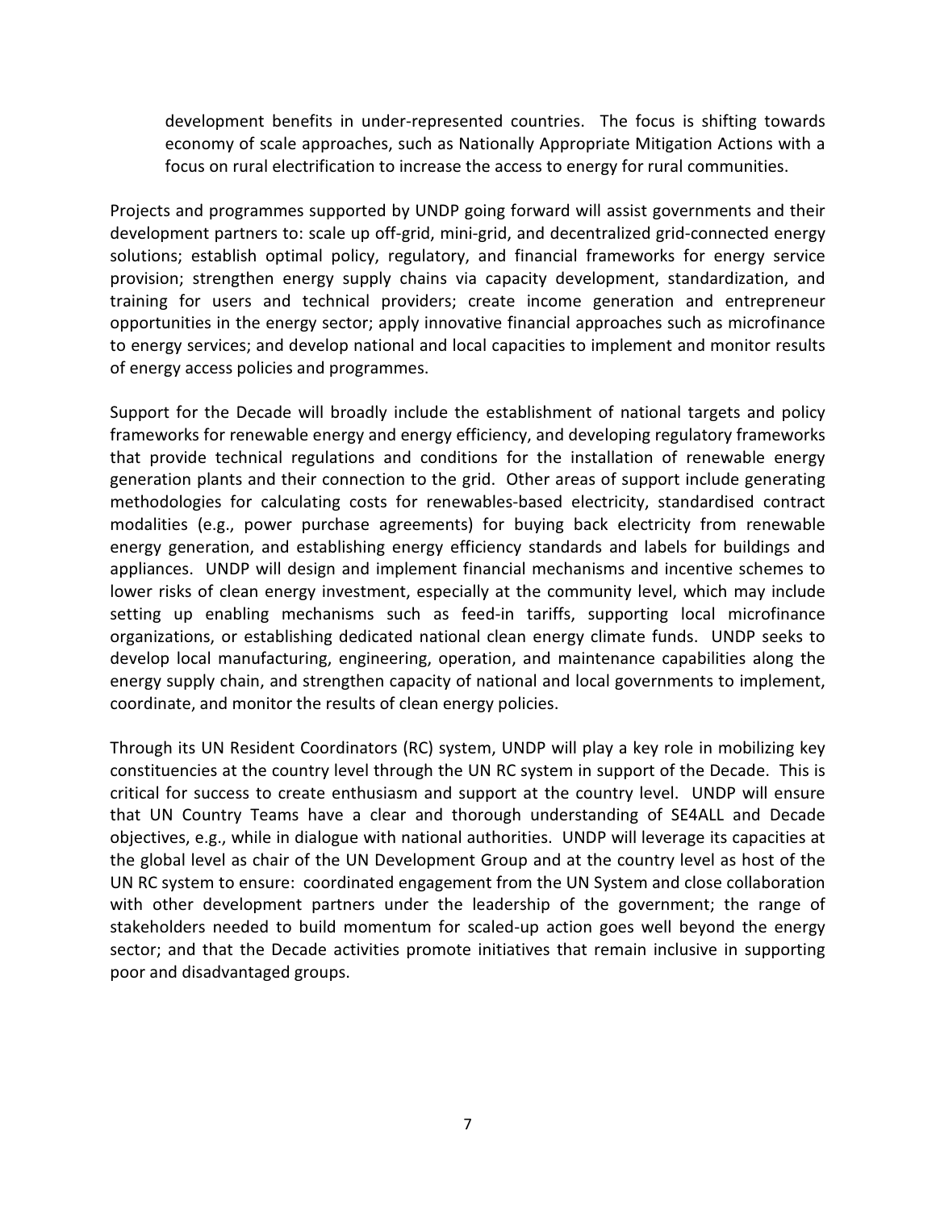development benefits in under-represented countries. The focus is shifting towards economy of scale approaches, such as Nationally Appropriate Mitigation Actions with a focus on rural electrification to increase the access to energy for rural communities.

Projects and programmes supported by UNDP going forward will assist governments and their development partners to: scale up off-grid, mini-grid, and decentralized grid-connected energy solutions; establish optimal policy, regulatory, and financial frameworks for energy service provision; strengthen energy supply chains via capacity development, standardization, and training for users and technical providers; create income generation and entrepreneur opportunities in the energy sector; apply innovative financial approaches such as microfinance to energy services; and develop national and local capacities to implement and monitor results of energy access policies and programmes.

Support for the Decade will broadly include the establishment of national targets and policy frameworks for renewable energy and energy efficiency, and developing regulatory frameworks that provide technical regulations and conditions for the installation of renewable energy generation plants and their connection to the grid. Other areas of support include generating methodologies for calculating costs for renewables-based electricity, standardised contract modalities (e.g., power purchase agreements) for buying back electricity from renewable energy generation, and establishing energy efficiency standards and labels for buildings and appliances. UNDP will design and implement financial mechanisms and incentive schemes to lower risks of clean energy investment, especially at the community level, which may include setting up enabling mechanisms such as feed-in tariffs, supporting local microfinance organizations, or establishing dedicated national clean energy climate funds. UNDP seeks to develop local manufacturing, engineering, operation, and maintenance capabilities along the energy supply chain, and strengthen capacity of national and local governments to implement, coordinate, and monitor the results of clean energy policies.

Through its UN Resident Coordinators (RC) system, UNDP will play a key role in mobilizing key constituencies at the country level through the UN RC system in support of the Decade. This is critical for success to create enthusiasm and support at the country level. UNDP will ensure that UN Country Teams have a clear and thorough understanding of SE4ALL and Decade objectives, e.g., while in dialogue with national authorities. UNDP will leverage its capacities at the global level as chair of the UN Development Group and at the country level as host of the UN RC system to ensure: coordinated engagement from the UN System and close collaboration with other development partners under the leadership of the government; the range of stakeholders needed to build momentum for scaled-up action goes well beyond the energy sector; and that the Decade activities promote initiatives that remain inclusive in supporting poor and disadvantaged groups.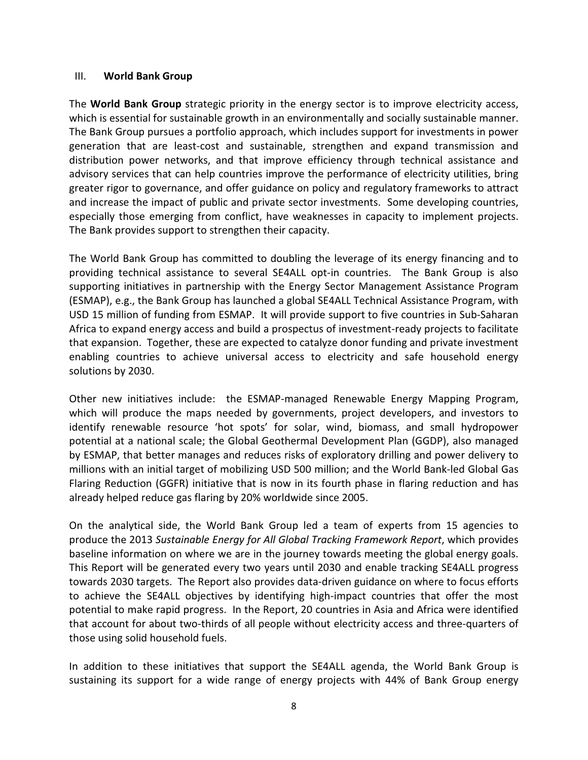## III. **World Bank Group**

The **World Bank Group** strategic priority in the energy sector is to improve electricity access, which is essential for sustainable growth in an environmentally and socially sustainable manner. The Bank Group pursues a portfolio approach, which includes support for investments in power generation that are least-cost and sustainable, strengthen and expand transmission and distribution power networks, and that improve efficiency through technical assistance and advisory services that can help countries improve the performance of electricity utilities, bring greater rigor to governance, and offer guidance on policy and regulatory frameworks to attract and increase the impact of public and private sector investments. Some developing countries, especially those emerging from conflict, have weaknesses in capacity to implement projects. The Bank provides support to strengthen their capacity.

The World Bank Group has committed to doubling the leverage of its energy financing and to providing technical assistance to several SE4ALL opt-in countries. The Bank Group is also supporting initiatives in partnership with the Energy Sector Management Assistance Program (ESMAP), e.g., the Bank Group has launched a global SE4ALL Technical Assistance Program, with USD 15 million of funding from ESMAP. It will provide support to five countries in Sub-Saharan Africa to expand energy access and build a prospectus of investment-ready projects to facilitate that expansion. Together, these are expected to catalyze donor funding and private investment enabling countries to achieve universal access to electricity and safe household energy solutions by 2030.

Other new initiatives include: the ESMAP-managed Renewable Energy Mapping Program, which will produce the maps needed by governments, project developers, and investors to identify renewable resource 'hot spots' for solar, wind, biomass, and small hydropower potential at a national scale; the Global Geothermal Development Plan (GGDP), also managed by ESMAP, that better manages and reduces risks of exploratory drilling and power delivery to millions with an initial target of mobilizing USD 500 million; and the World Bank-led Global Gas Flaring Reduction (GGFR) initiative that is now in its fourth phase in flaring reduction and has already helped reduce gas flaring by 20% worldwide since 2005.

On the analytical side, the World Bank Group led a team of experts from 15 agencies to produce the 2013 *Sustainable Energy for All Global Tracking Framework Report*, which provides baseline information on where we are in the journey towards meeting the global energy goals. This Report will be generated every two years until 2030 and enable tracking SE4ALL progress towards 2030 targets. The Report also provides data-driven guidance on where to focus efforts to achieve the SE4ALL objectives by identifying high-impact countries that offer the most potential to make rapid progress. In the Report, 20 countries in Asia and Africa were identified that account for about two-thirds of all people without electricity access and three-quarters of those using solid household fuels.

In addition to these initiatives that support the SE4ALL agenda, the World Bank Group is sustaining its support for a wide range of energy projects with 44% of Bank Group energy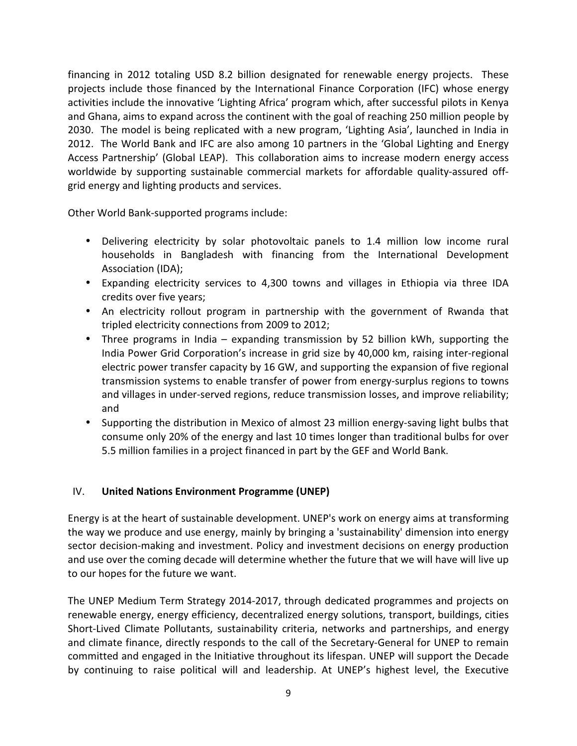financing in 2012 totaling USD 8.2 billion designated for renewable energy projects. These projects include those financed by the International Finance Corporation (IFC) whose energy activities include the innovative 'Lighting Africa' program which, after successful pilots in Kenya and Ghana, aims to expand across the continent with the goal of reaching 250 million people by 2030. The model is being replicated with a new program, 'Lighting Asia', launched in India in 2012. The World Bank and IFC are also among 10 partners in the 'Global Lighting and Energy Access Partnership' (Global LEAP). This collaboration aims to increase modern energy access worldwide by supporting sustainable commercial markets for affordable quality-assured off-grid energy and lighting products and services.

Other World Bank-supported programs include:

- Delivering electricity by solar photovoltaic panels to 1.4 million low income rural households in Bangladesh with financing from the International Development Association (IDA);
- Expanding electricity services to 4,300 towns and villages in Ethiopia via three IDA credits over five years;
- An electricity rollout program in partnership with the government of Rwanda that tripled electricity connections from 2009 to 2012;
- Three programs in India – expanding transmission by 52 billion kWh, supporting the India Power Grid Corporation's increase in grid size by 40,000 km, raising inter-regional electric power transfer capacity by 16 GW, and supporting the expansion of five regional transmission systems to enable transfer of power from energy-surplus regions to towns and villages in under-served regions, reduce transmission losses, and improve reliability; and
- Supporting the distribution in Mexico of almost 23 million energy-saving light bulbs that consume only 20% of the energy and last 10 times longer than traditional bulbs for over 5.5 million families in a project financed in part by the GEF and World Bank.

## IV. United Nations Environment Programme (UNEP)

Energy is at the heart of sustainable development. UNEP's work on energy aims at transforming the way we produce and use energy, mainly by bringing a 'sustainability' dimension into energy sector decision-making and investment. Policy and investment decisions on energy production and use over the coming decade will determine whether the future that we will have will live up to our hopes for the future we want.

The UNEP Medium Term Strategy 2014-2017, through dedicated programmes and projects on renewable energy, energy efficiency, decentralized energy solutions, transport, buildings, cities Short-Lived Climate Pollutants, sustainability criteria, networks and partnerships, and energy and climate finance, directly responds to the call of the Secretary-General for UNEP to remain committed and engaged in the Initiative throughout its lifespan. UNEP will support the Decade by continuing to raise political will and leadership. At UNEP's highest level, the Executive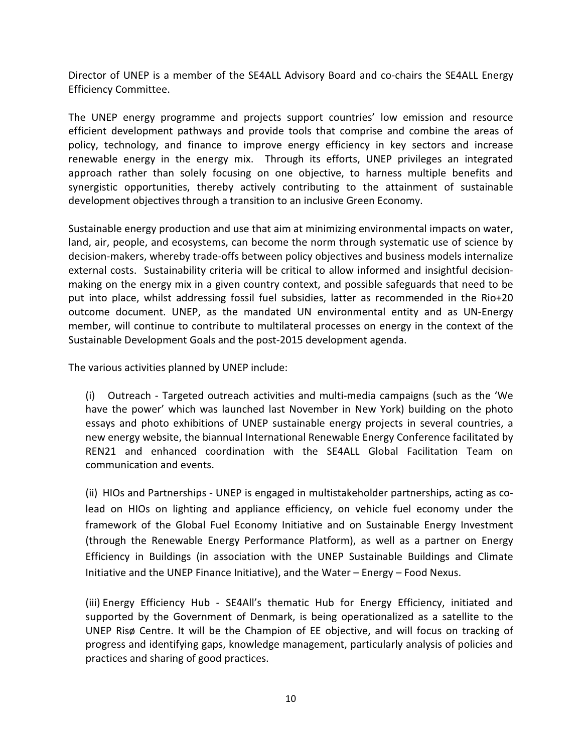Director of UNEP is a member of the SE4ALL Advisory Board and co-chairs the SE4ALL Energy Efficiency Committee.

The UNEP energy programme and projects support countries' low emission and resource efficient development pathways and provide tools that comprise and combine the areas of policy, technology, and finance to improve energy efficiency in key sectors and increase renewable energy in the energy mix. Through its efforts, UNEP privileges an integrated approach rather than solely focusing on one objective, to harness multiple benefits and synergistic opportunities, thereby actively contributing to the attainment of sustainable development objectives through a transition to an inclusive Green Economy.

Sustainable energy production and use that aim at minimizing environmental impacts on water, land, air, people, and ecosystems, can become the norm through systematic use of science by decision-makers, whereby trade-offs between policy objectives and business models internalize external costs. Sustainability criteria will be critical to allow informed and insightful decision-making on the energy mix in a given country context, and possible safeguards that need to be put into place, whilst addressing fossil fuel subsidies, latter as recommended in the Rio+20 outcome document. UNEP, as the mandated UN environmental entity and as UN-Energy member, will continue to contribute to multilateral processes on energy in the context of the Sustainable Development Goals and the post-2015 development agenda.

The various activities planned by UNEP include:

(i) Outreach - Targeted outreach activities and multi-media campaigns (such as the 'We have the power' which was launched last November in New York) building on the photo essays and photo exhibitions of UNEP sustainable energy projects in several countries, a new energy website, the biannual International Renewable Energy Conference facilitated by REN21 and enhanced coordination with the SE4ALL Global Facilitation Team on communication and events.

(ii) HIOs and Partnerships - UNEP is engaged in multistakeholder partnerships, acting as co-lead on HIOs on lighting and appliance efficiency, on vehicle fuel economy under the framework of the Global Fuel Economy Initiative and on Sustainable Energy Investment (through the Renewable Energy Performance Platform), as well as a partner on Energy Efficiency in Buildings (in association with the UNEP Sustainable Buildings and Climate Initiative and the UNEP Finance Initiative), and the Water – Energy – Food Nexus.

(iii) Energy Efficiency Hub - SE4All's thematic Hub for Energy Efficiency, initiated and supported by the Government of Denmark, is being operationalized as a satellite to the UNEP Risø Centre. It will be the Champion of EE objective, and will focus on tracking of progress and identifying gaps, knowledge management, particularly analysis of policies and practices and sharing of good practices.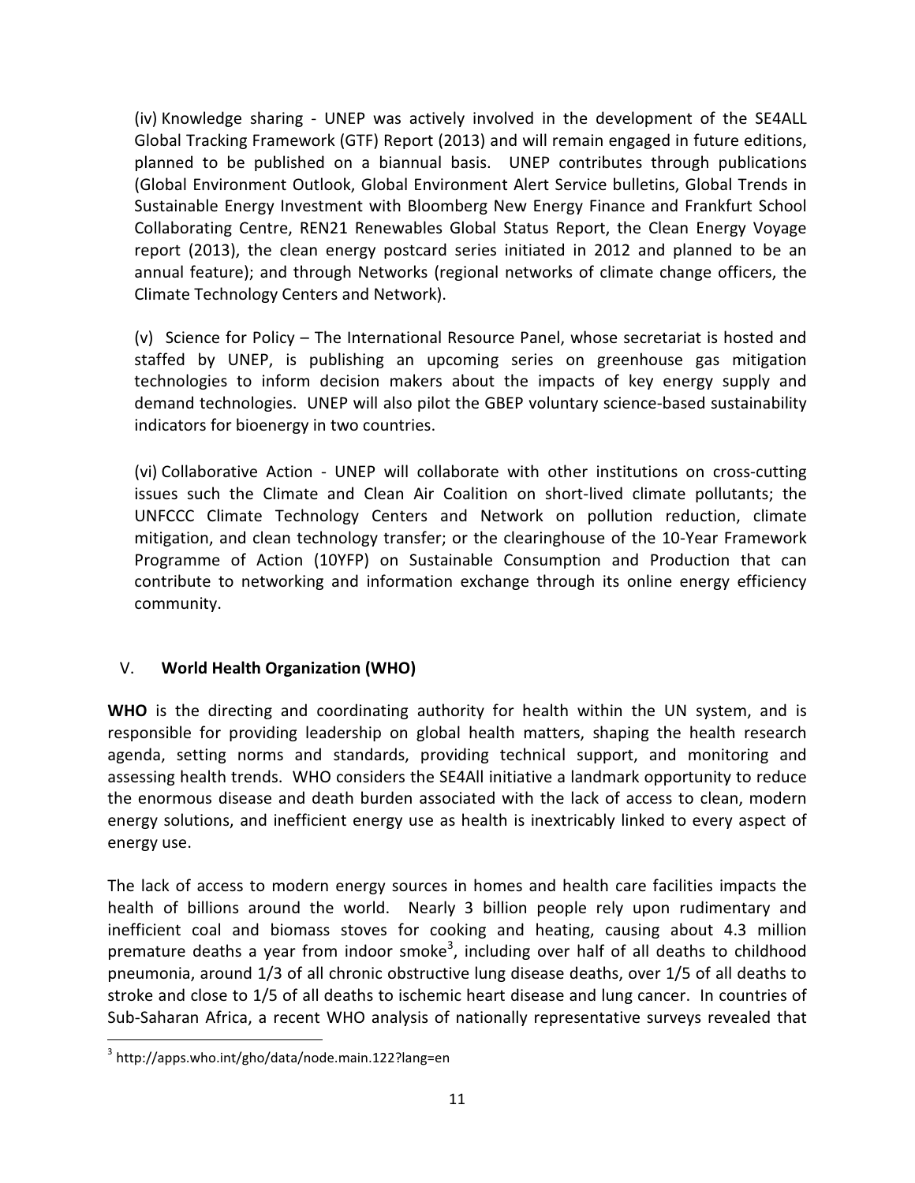(iv) Knowledge sharing - UNEP was actively involved in the development of the SE4ALL Global Tracking Framework (GTF) Report (2013) and will remain engaged in future editions, planned to be published on a biannual basis. UNEP contributes through publications (Global Environment Outlook, Global Environment Alert Service bulletins, Global Trends in Sustainable Energy Investment with Bloomberg New Energy Finance and Frankfurt School Collaborating Centre, REN21 Renewables Global Status Report, the Clean Energy Voyage report (2013), the clean energy postcard series initiated in 2012 and planned to be an annual feature); and through Networks (regional networks of climate change officers, the Climate Technology Centers and Network).

(v) Science for Policy – The International Resource Panel, whose secretariat is hosted and staffed by UNEP, is publishing an upcoming series on greenhouse gas mitigation technologies to inform decision makers about the impacts of key energy supply and demand technologies. UNEP will also pilot the GBEP voluntary science-based sustainability indicators for bioenergy in two countries.

(vi) Collaborative Action - UNEP will collaborate with other institutions on cross-cutting issues such the Climate and Clean Air Coalition on short-lived climate pollutants; the UNFCCC Climate Technology Centers and Network on pollution reduction, climate mitigation, and clean technology transfer; or the clearinghouse of the 10-Year Framework Programme of Action (10YFP) on Sustainable Consumption and Production that can contribute to networking and information exchange through its online energy efficiency community.

## V. World Health Organization (WHO)

**WHO** is the directing and coordinating authority for health within the UN system, and is responsible for providing leadership on global health matters, shaping the health research agenda, setting norms and standards, providing technical support, and monitoring and assessing health trends. WHO considers the SE4All initiative a landmark opportunity to reduce the enormous disease and death burden associated with the lack of access to clean, modern energy solutions, and inefficient energy use as health is inextricably linked to every aspect of energy use.

The lack of access to modern energy sources in homes and health care facilities impacts the health of billions around the world. Nearly 3 billion people rely upon rudimentary and inefficient coal and biomass stoves for cooking and heating, causing about 4.3 million premature deaths a year from indoor smoke[3], including over half of all deaths to childhood pneumonia, around 1/3 of all chronic obstructive lung disease deaths, over 1/5 of all deaths to stroke and close to 1/5 of all deaths to ischemic heart disease and lung cancer. In countries of Sub-Saharan Africa, a recent WHO analysis of nationally representative surveys revealed that

[3] http://apps.who.int/gho/data/node.main.122?lang=en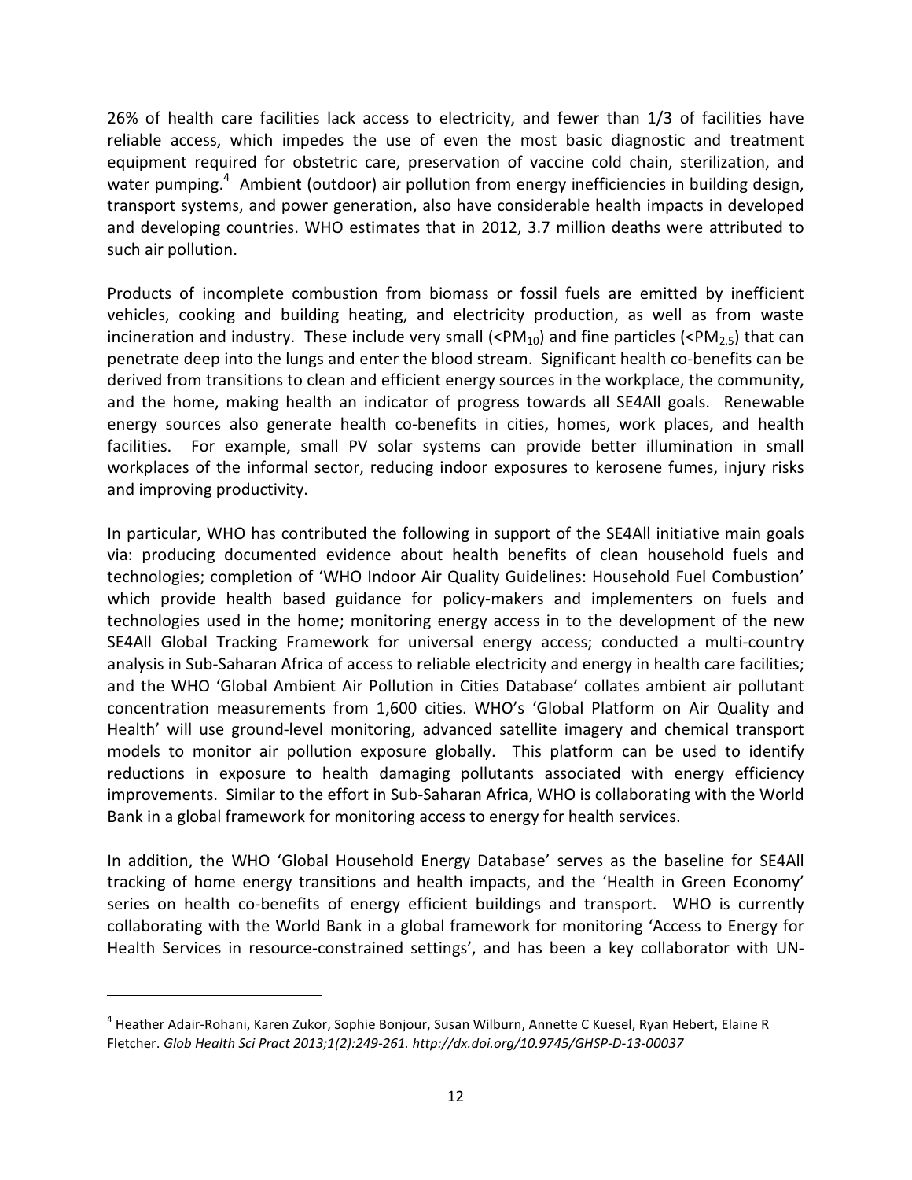26% of health care facilities lack access to electricity, and fewer than 1/3 of facilities have reliable access, which impedes the use of even the most basic diagnostic and treatment equipment required for obstetric care, preservation of vaccine cold chain, sterilization, and water pumping.[4] Ambient (outdoor) air pollution from energy inefficiencies in building design, transport systems, and power generation, also have considerable health impacts in developed and developing countries. WHO estimates that in 2012, 3.7 million deaths were attributed to such air pollution.

Products of incomplete combustion from biomass or fossil fuels are emitted by inefficient vehicles, cooking and building heating, and electricity production, as well as from waste incineration and industry. These include very small ($<PM_{10}$) and fine particles ($<PM_{2.5}$) that can penetrate deep into the lungs and enter the blood stream. Significant health co-benefits can be derived from transitions to clean and efficient energy sources in the workplace, the community, and the home, making health an indicator of progress towards all SE4All goals. Renewable energy sources also generate health co-benefits in cities, homes, work places, and health facilities. For example, small PV solar systems can provide better illumination in small workplaces of the informal sector, reducing indoor exposures to kerosene fumes, injury risks and improving productivity.

In particular, WHO has contributed the following in support of the SE4All initiative main goals via: producing documented evidence about health benefits of clean household fuels and technologies; completion of 'WHO Indoor Air Quality Guidelines: Household Fuel Combustion' which provide health based guidance for policy-makers and implementers on fuels and technologies used in the home; monitoring energy access in to the development of the new SE4All Global Tracking Framework for universal energy access; conducted a multi-country analysis in Sub-Saharan Africa of access to reliable electricity and energy in health care facilities; and the WHO 'Global Ambient Air Pollution in Cities Database' collates ambient air pollutant concentration measurements from 1,600 cities. WHO's 'Global Platform on Air Quality and Health' will use ground-level monitoring, advanced satellite imagery and chemical transport models to monitor air pollution exposure globally. This platform can be used to identify reductions in exposure to health damaging pollutants associated with energy efficiency improvements. Similar to the effort in Sub-Saharan Africa, WHO is collaborating with the World Bank in a global framework for monitoring access to energy for health services.

In addition, the WHO 'Global Household Energy Database' serves as the baseline for SE4All tracking of home energy transitions and health impacts, and the 'Health in Green Economy' series on health co-benefits of energy efficient buildings and transport. WHO is currently collaborating with the World Bank in a global framework for monitoring 'Access to Energy for Health Services in resource-constrained settings', and has been a key collaborator with UN-

---

[4] Heather Adair-Rohani, Karen Zukor, Sophie Bonjour, Susan Wilburn, Annette C Kuesel, Ryan Hebert, Elaine R Fletcher. *Glob Health Sci Pract 2013;1(2):249-261. http://dx.doi.org/10.9745/GHSP-D-13-00037*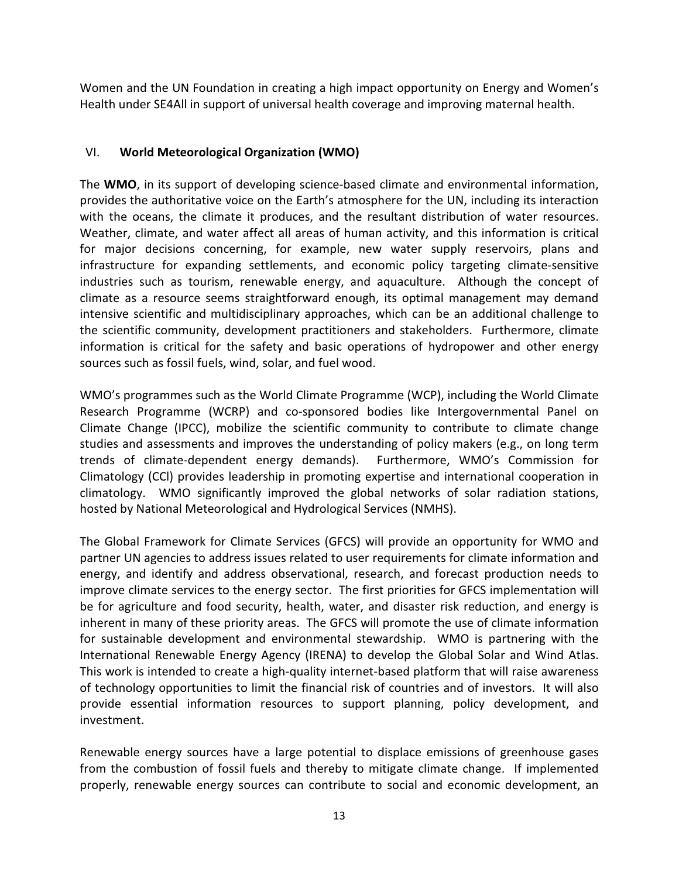Women and the UN Foundation in creating a high impact opportunity on Energy and Women's Health under SE4All in support of universal health coverage and improving maternal health.

## VI. World Meteorological Organization (WMO)

The **WMO**, in its support of developing science-based climate and environmental information, provides the authoritative voice on the Earth's atmosphere for the UN, including its interaction with the oceans, the climate it produces, and the resultant distribution of water resources. Weather, climate, and water affect all areas of human activity, and this information is critical for major decisions concerning, for example, new water supply reservoirs, plans and infrastructure for expanding settlements, and economic policy targeting climate-sensitive industries such as tourism, renewable energy, and aquaculture. Although the concept of climate as a resource seems straightforward enough, its optimal management may demand intensive scientific and multidisciplinary approaches, which can be an additional challenge to the scientific community, development practitioners and stakeholders. Furthermore, climate information is critical for the safety and basic operations of hydropower and other energy sources such as fossil fuels, wind, solar, and fuel wood.

WMO's programmes such as the World Climate Programme (WCP), including the World Climate Research Programme (WCRP) and co-sponsored bodies like Intergovernmental Panel on Climate Change (IPCC), mobilize the scientific community to contribute to climate change studies and assessments and improves the understanding of policy makers (e.g., on long term trends of climate-dependent energy demands). Furthermore, WMO's Commission for Climatology (CCl) provides leadership in promoting expertise and international cooperation in climatology. WMO significantly improved the global networks of solar radiation stations, hosted by National Meteorological and Hydrological Services (NMHS).

The Global Framework for Climate Services (GFCS) will provide an opportunity for WMO and partner UN agencies to address issues related to user requirements for climate information and energy, and identify and address observational, research, and forecast production needs to improve climate services to the energy sector. The first priorities for GFCS implementation will be for agriculture and food security, health, water, and disaster risk reduction, and energy is inherent in many of these priority areas. The GFCS will promote the use of climate information for sustainable development and environmental stewardship. WMO is partnering with the International Renewable Energy Agency (IRENA) to develop the Global Solar and Wind Atlas. This work is intended to create a high-quality internet-based platform that will raise awareness of technology opportunities to limit the financial risk of countries and of investors. It will also provide essential information resources to support planning, policy development, and investment.

Renewable energy sources have a large potential to displace emissions of greenhouse gases from the combustion of fossil fuels and thereby to mitigate climate change. If implemented properly, renewable energy sources can contribute to social and economic development, an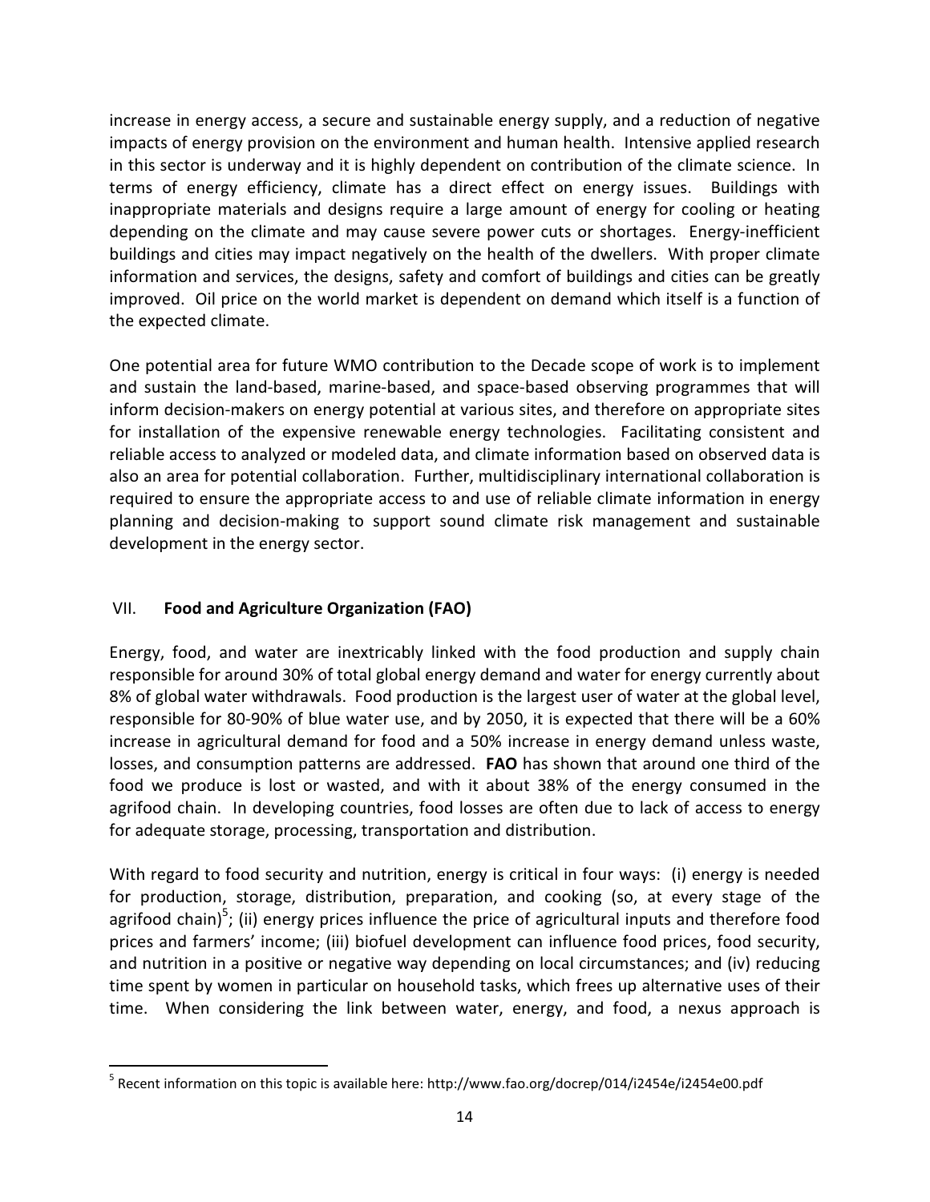increase in energy access, a secure and sustainable energy supply, and a reduction of negative impacts of energy provision on the environment and human health. Intensive applied research in this sector is underway and it is highly dependent on contribution of the climate science. In terms of energy efficiency, climate has a direct effect on energy issues. Buildings with inappropriate materials and designs require a large amount of energy for cooling or heating depending on the climate and may cause severe power cuts or shortages. Energy-inefficient buildings and cities may impact negatively on the health of the dwellers. With proper climate information and services, the designs, safety and comfort of buildings and cities can be greatly improved. Oil price on the world market is dependent on demand which itself is a function of the expected climate.

One potential area for future WMO contribution to the Decade scope of work is to implement and sustain the land-based, marine-based, and space-based observing programmes that will inform decision-makers on energy potential at various sites, and therefore on appropriate sites for installation of the expensive renewable energy technologies. Facilitating consistent and reliable access to analyzed or modeled data, and climate information based on observed data is also an area for potential collaboration. Further, multidisciplinary international collaboration is required to ensure the appropriate access to and use of reliable climate information in energy planning and decision-making to support sound climate risk management and sustainable development in the energy sector.

## VII. Food and Agriculture Organization (FAO)

Energy, food, and water are inextricably linked with the food production and supply chain responsible for around 30% of total global energy demand and water for energy currently about 8% of global water withdrawals. Food production is the largest user of water at the global level, responsible for 80-90% of blue water use, and by 2050, it is expected that there will be a 60% increase in agricultural demand for food and a 50% increase in energy demand unless waste, losses, and consumption patterns are addressed. **FAO** has shown that around one third of the food we produce is lost or wasted, and with it about 38% of the energy consumed in the agrifood chain. In developing countries, food losses are often due to lack of access to energy for adequate storage, processing, transportation and distribution.

With regard to food security and nutrition, energy is critical in four ways: (i) energy is needed for production, storage, distribution, preparation, and cooking (so, at every stage of the agrifood chain)[5]; (ii) energy prices influence the price of agricultural inputs and therefore food prices and farmers' income; (iii) biofuel development can influence food prices, food security, and nutrition in a positive or negative way depending on local circumstances; and (iv) reducing time spent by women in particular on household tasks, which frees up alternative uses of their time. When considering the link between water, energy, and food, a nexus approach is

[5] Recent information on this topic is available here: http://www.fao.org/docrep/014/i2454e/i2454e00.pdf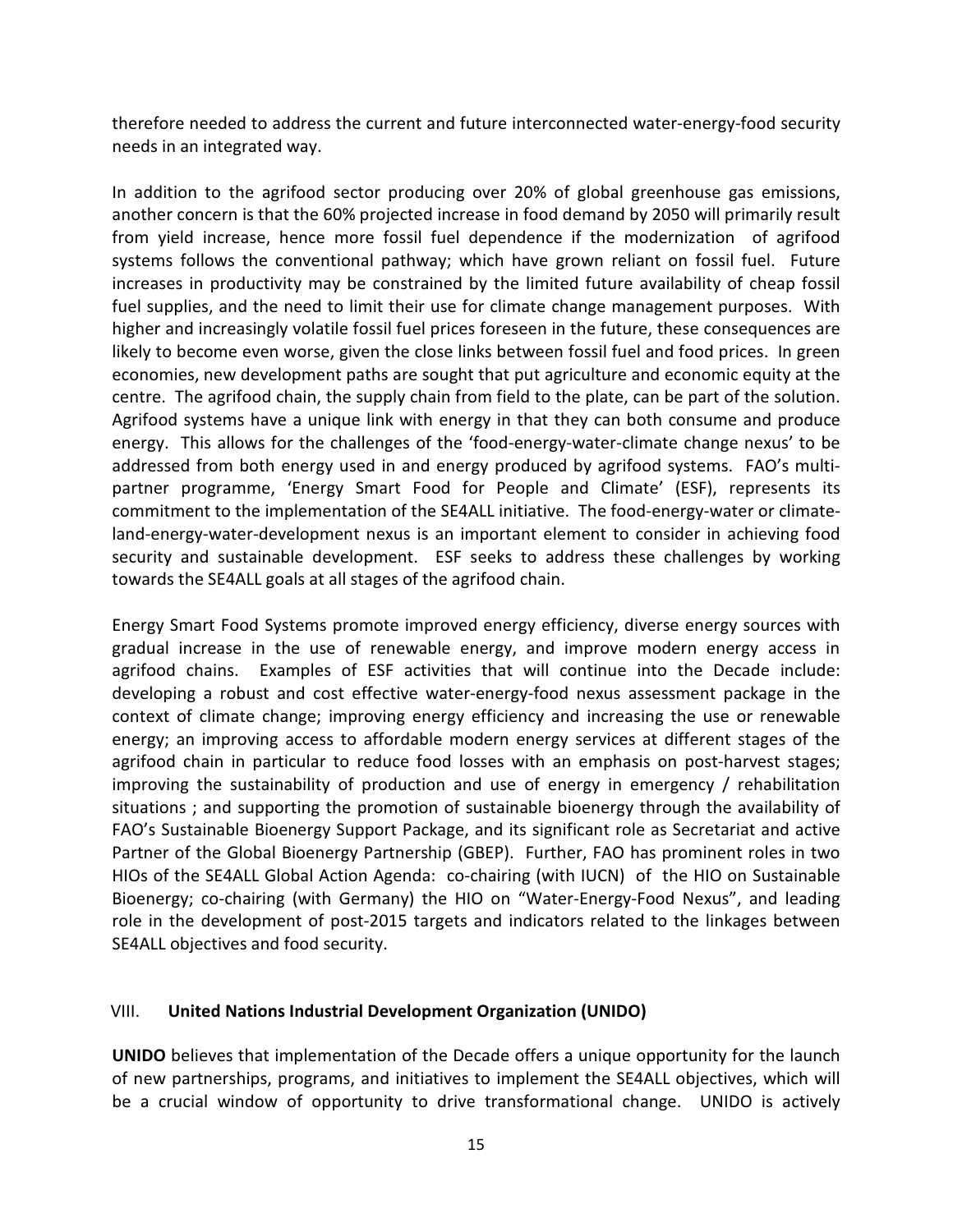therefore needed to address the current and future interconnected water-energy-food security needs in an integrated way.

In addition to the agrifood sector producing over 20% of global greenhouse gas emissions, another concern is that the 60% projected increase in food demand by 2050 will primarily result from yield increase, hence more fossil fuel dependence if the modernization of agrifood systems follows the conventional pathway; which have grown reliant on fossil fuel. Future increases in productivity may be constrained by the limited future availability of cheap fossil fuel supplies, and the need to limit their use for climate change management purposes. With higher and increasingly volatile fossil fuel prices foreseen in the future, these consequences are likely to become even worse, given the close links between fossil fuel and food prices. In green economies, new development paths are sought that put agriculture and economic equity at the centre. The agrifood chain, the supply chain from field to the plate, can be part of the solution. Agrifood systems have a unique link with energy in that they can both consume and produce energy. This allows for the challenges of the 'food-energy-water-climate change nexus' to be addressed from both energy used in and energy produced by agrifood systems. FAO's multi-partner programme, 'Energy Smart Food for People and Climate' (ESF), represents its commitment to the implementation of the SE4ALL initiative. The food-energy-water or climate-land-energy-water-development nexus is an important element to consider in achieving food security and sustainable development. ESF seeks to address these challenges by working towards the SE4ALL goals at all stages of the agrifood chain.

Energy Smart Food Systems promote improved energy efficiency, diverse energy sources with gradual increase in the use of renewable energy, and improve modern energy access in agrifood chains. Examples of ESF activities that will continue into the Decade include: developing a robust and cost effective water-energy-food nexus assessment package in the context of climate change; improving energy efficiency and increasing the use or renewable energy; an improving access to affordable modern energy services at different stages of the agrifood chain in particular to reduce food losses with an emphasis on post-harvest stages; improving the sustainability of production and use of energy in emergency / rehabilitation situations ; and supporting the promotion of sustainable bioenergy through the availability of FAO's Sustainable Bioenergy Support Package, and its significant role as Secretariat and active Partner of the Global Bioenergy Partnership (GBEP). Further, FAO has prominent roles in two HIOs of the SE4ALL Global Action Agenda: co-chairing (with IUCN) of the HIO on Sustainable Bioenergy; co-chairing (with Germany) the HIO on "Water-Energy-Food Nexus", and leading role in the development of post-2015 targets and indicators related to the linkages between SE4ALL objectives and food security.

## VIII. United Nations Industrial Development Organization (UNIDO)

**UNIDO** believes that implementation of the Decade offers a unique opportunity for the launch of new partnerships, programs, and initiatives to implement the SE4ALL objectives, which will be a crucial window of opportunity to drive transformational change. UNIDO is actively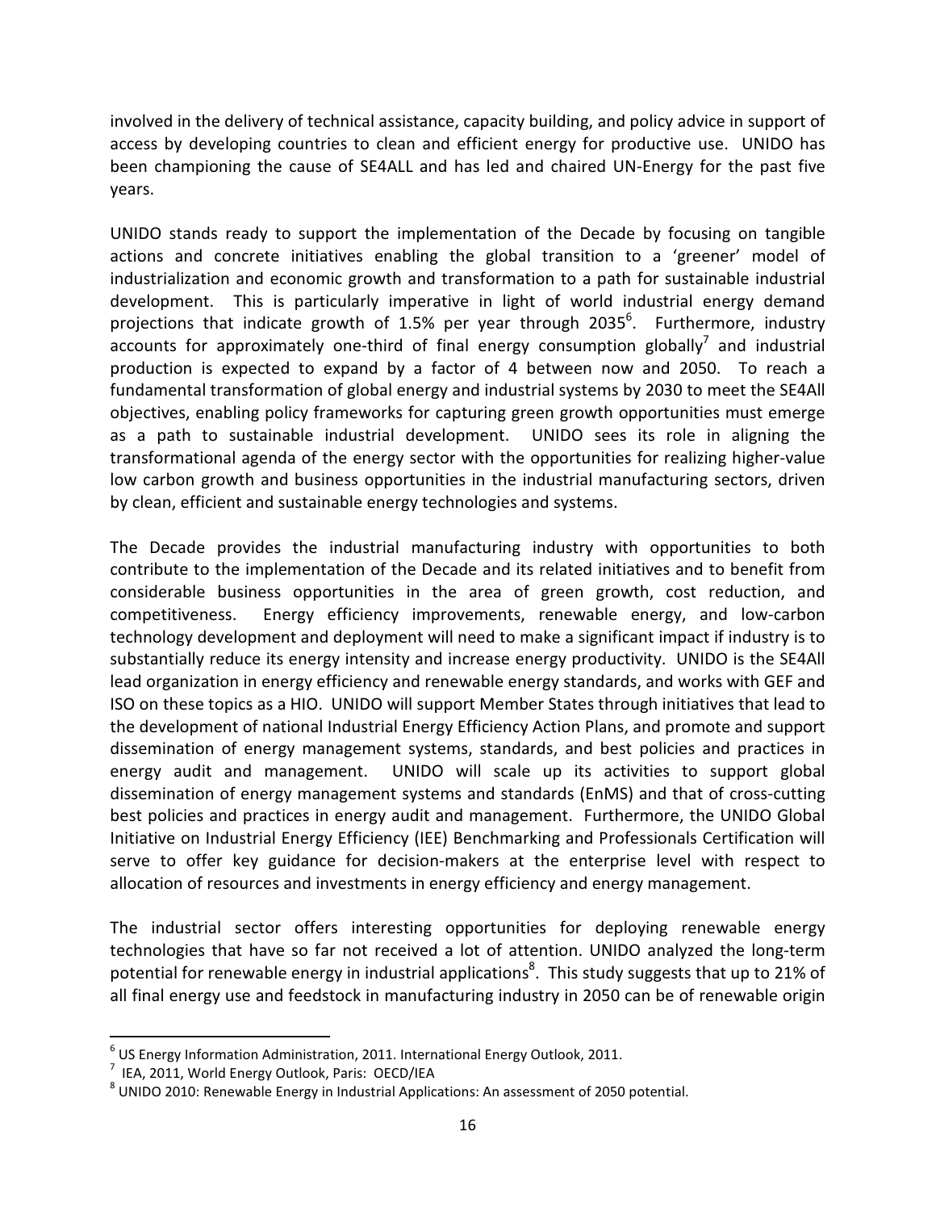involved in the delivery of technical assistance, capacity building, and policy advice in support of access by developing countries to clean and efficient energy for productive use. UNIDO has been championing the cause of SE4ALL and has led and chaired UN-Energy for the past five years.

UNIDO stands ready to support the implementation of the Decade by focusing on tangible actions and concrete initiatives enabling the global transition to a 'greener' model of industrialization and economic growth and transformation to a path for sustainable industrial development. This is particularly imperative in light of world industrial energy demand projections that indicate growth of 1.5% per year through 2035[6]. Furthermore, industry accounts for approximately one-third of final energy consumption globally[7] and industrial production is expected to expand by a factor of 4 between now and 2050. To reach a fundamental transformation of global energy and industrial systems by 2030 to meet the SE4All objectives, enabling policy frameworks for capturing green growth opportunities must emerge as a path to sustainable industrial development. UNIDO sees its role in aligning the transformational agenda of the energy sector with the opportunities for realizing higher-value low carbon growth and business opportunities in the industrial manufacturing sectors, driven by clean, efficient and sustainable energy technologies and systems.

The Decade provides the industrial manufacturing industry with opportunities to both contribute to the implementation of the Decade and its related initiatives and to benefit from considerable business opportunities in the area of green growth, cost reduction, and competitiveness. Energy efficiency improvements, renewable energy, and low-carbon technology development and deployment will need to make a significant impact if industry is to substantially reduce its energy intensity and increase energy productivity. UNIDO is the SE4All lead organization in energy efficiency and renewable energy standards, and works with GEF and ISO on these topics as a HIO. UNIDO will support Member States through initiatives that lead to the development of national Industrial Energy Efficiency Action Plans, and promote and support dissemination of energy management systems, standards, and best policies and practices in energy audit and management. UNIDO will scale up its activities to support global dissemination of energy management systems and standards (EnMS) and that of cross-cutting best policies and practices in energy audit and management. Furthermore, the UNIDO Global Initiative on Industrial Energy Efficiency (IEE) Benchmarking and Professionals Certification will serve to offer key guidance for decision-makers at the enterprise level with respect to allocation of resources and investments in energy efficiency and energy management.

The industrial sector offers interesting opportunities for deploying renewable energy technologies that have so far not received a lot of attention. UNIDO analyzed the long-term potential for renewable energy in industrial applications[8]. This study suggests that up to 21% of all final energy use and feedstock in manufacturing industry in 2050 can be of renewable origin

---

[6] US Energy Information Administration, 2011. International Energy Outlook, 2011.

[7] IEA, 2011, World Energy Outlook, Paris: OECD/IEA

[8] UNIDO 2010: Renewable Energy in Industrial Applications: An assessment of 2050 potential.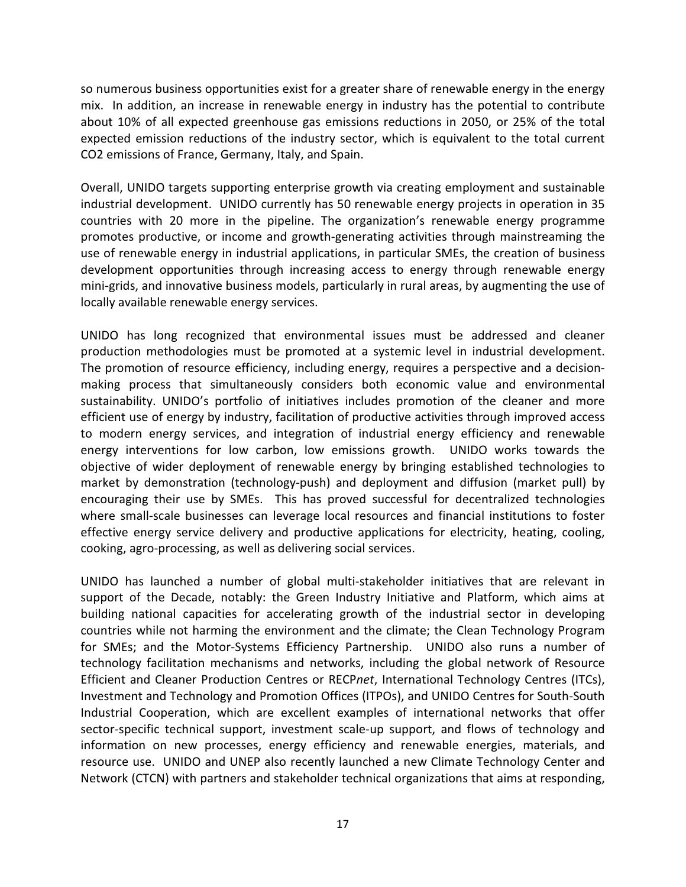so numerous business opportunities exist for a greater share of renewable energy in the energy mix. In addition, an increase in renewable energy in industry has the potential to contribute about 10% of all expected greenhouse gas emissions reductions in 2050, or 25% of the total expected emission reductions of the industry sector, which is equivalent to the total current $CO_2$ emissions of France, Germany, Italy, and Spain.

Overall, UNIDO targets supporting enterprise growth via creating employment and sustainable industrial development. UNIDO currently has 50 renewable energy projects in operation in 35 countries with 20 more in the pipeline. The organization's renewable energy programme promotes productive, or income and growth-generating activities through mainstreaming the use of renewable energy in industrial applications, in particular SMEs, the creation of business development opportunities through increasing access to energy through renewable energy mini-grids, and innovative business models, particularly in rural areas, by augmenting the use of locally available renewable energy services.

UNIDO has long recognized that environmental issues must be addressed and cleaner production methodologies must be promoted at a systemic level in industrial development. The promotion of resource efficiency, including energy, requires a perspective and a decision-making process that simultaneously considers both economic value and environmental sustainability. UNIDO's portfolio of initiatives includes promotion of the cleaner and more efficient use of energy by industry, facilitation of productive activities through improved access to modern energy services, and integration of industrial energy efficiency and renewable energy interventions for low carbon, low emissions growth. UNIDO works towards the objective of wider deployment of renewable energy by bringing established technologies to market by demonstration (technology-push) and deployment and diffusion (market pull) by encouraging their use by SMEs. This has proved successful for decentralized technologies where small-scale businesses can leverage local resources and financial institutions to foster effective energy service delivery and productive applications for electricity, heating, cooling, cooking, agro-processing, as well as delivering social services.

UNIDO has launched a number of global multi-stakeholder initiatives that are relevant in support of the Decade, notably: the Green Industry Initiative and Platform, which aims at building national capacities for accelerating growth of the industrial sector in developing countries while not harming the environment and the climate; the Clean Technology Program for SMEs; and the Motor-Systems Efficiency Partnership. UNIDO also runs a number of technology facilitation mechanisms and networks, including the global network of Resource Efficient and Cleaner Production Centres or RECP*net*, International Technology Centres (ITCs), Investment and Technology and Promotion Offices (ITPOs), and UNIDO Centres for South-South Industrial Cooperation, which are excellent examples of international networks that offer sector-specific technical support, investment scale-up support, and flows of technology and information on new processes, energy efficiency and renewable energies, materials, and resource use. UNIDO and UNEP also recently launched a new Climate Technology Center and Network (CTCN) with partners and stakeholder technical organizations that aims at responding,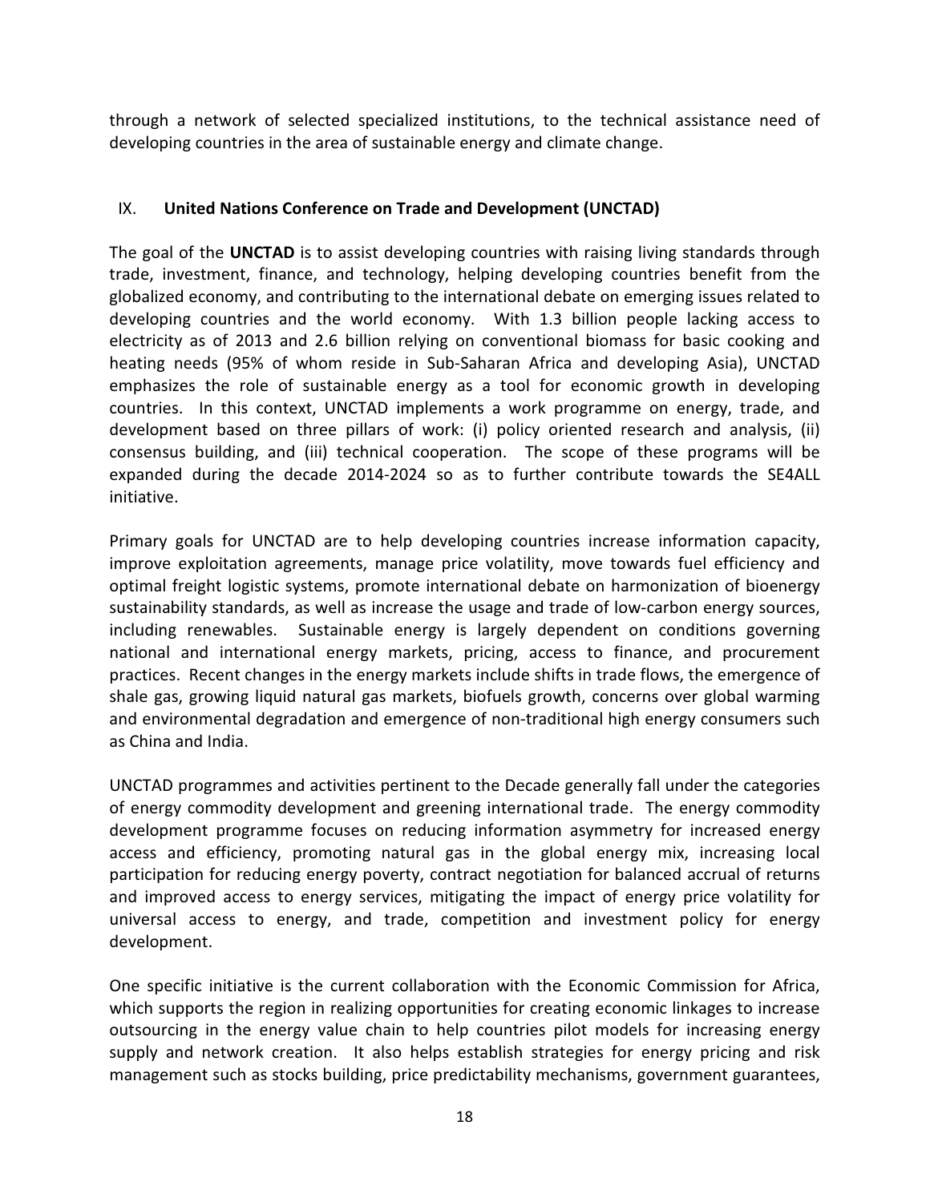through a network of selected specialized institutions, to the technical assistance need of developing countries in the area of sustainable energy and climate change.

## IX. United Nations Conference on Trade and Development (UNCTAD)

The goal of the **UNCTAD** is to assist developing countries with raising living standards through trade, investment, finance, and technology, helping developing countries benefit from the globalized economy, and contributing to the international debate on emerging issues related to developing countries and the world economy. With 1.3 billion people lacking access to electricity as of 2013 and 2.6 billion relying on conventional biomass for basic cooking and heating needs (95% of whom reside in Sub-Saharan Africa and developing Asia), UNCTAD emphasizes the role of sustainable energy as a tool for economic growth in developing countries. In this context, UNCTAD implements a work programme on energy, trade, and development based on three pillars of work: (i) policy oriented research and analysis, (ii) consensus building, and (iii) technical cooperation. The scope of these programs will be expanded during the decade 2014-2024 so as to further contribute towards the SE4ALL initiative.

Primary goals for UNCTAD are to help developing countries increase information capacity, improve exploitation agreements, manage price volatility, move towards fuel efficiency and optimal freight logistic systems, promote international debate on harmonization of bioenergy sustainability standards, as well as increase the usage and trade of low-carbon energy sources, including renewables. Sustainable energy is largely dependent on conditions governing national and international energy markets, pricing, access to finance, and procurement practices. Recent changes in the energy markets include shifts in trade flows, the emergence of shale gas, growing liquid natural gas markets, biofuels growth, concerns over global warming and environmental degradation and emergence of non-traditional high energy consumers such as China and India.

UNCTAD programmes and activities pertinent to the Decade generally fall under the categories of energy commodity development and greening international trade. The energy commodity development programme focuses on reducing information asymmetry for increased energy access and efficiency, promoting natural gas in the global energy mix, increasing local participation for reducing energy poverty, contract negotiation for balanced accrual of returns and improved access to energy services, mitigating the impact of energy price volatility for universal access to energy, and trade, competition and investment policy for energy development.

One specific initiative is the current collaboration with the Economic Commission for Africa, which supports the region in realizing opportunities for creating economic linkages to increase outsourcing in the energy value chain to help countries pilot models for increasing energy supply and network creation. It also helps establish strategies for energy pricing and risk management such as stocks building, price predictability mechanisms, government guarantees,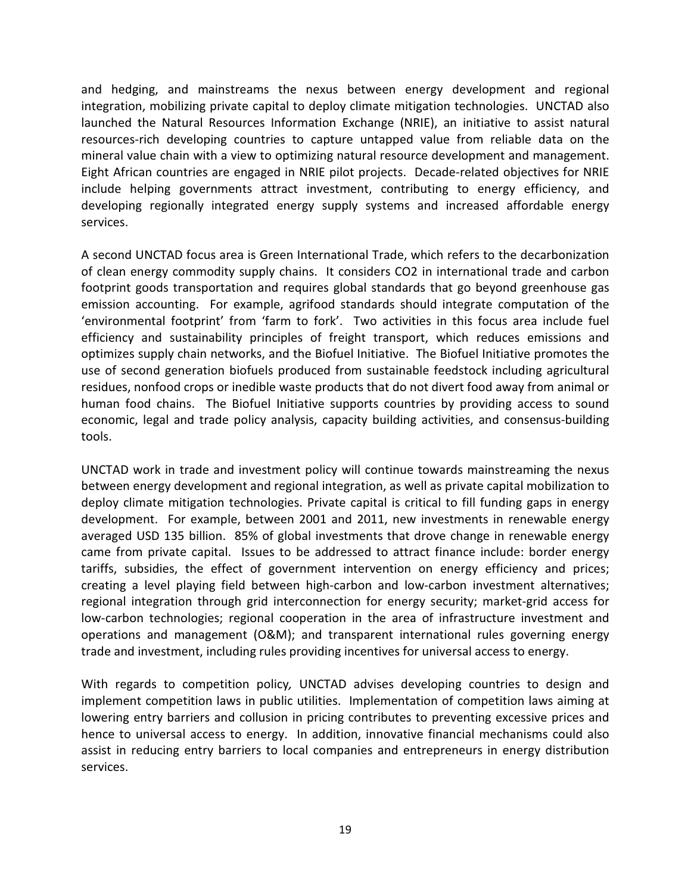and hedging, and mainstreams the nexus between energy development and regional integration, mobilizing private capital to deploy climate mitigation technologies. UNCTAD also launched the Natural Resources Information Exchange (NRIE), an initiative to assist natural resources-rich developing countries to capture untapped value from reliable data on the mineral value chain with a view to optimizing natural resource development and management. Eight African countries are engaged in NRIE pilot projects. Decade-related objectives for NRIE include helping governments attract investment, contributing to energy efficiency, and developing regionally integrated energy supply systems and increased affordable energy services.

A second UNCTAD focus area is Green International Trade, which refers to the decarbonization of clean energy commodity supply chains. It considers $CO_2$ in international trade and carbon footprint goods transportation and requires global standards that go beyond greenhouse gas emission accounting. For example, agrifood standards should integrate computation of the 'environmental footprint' from 'farm to fork'. Two activities in this focus area include fuel efficiency and sustainability principles of freight transport, which reduces emissions and optimizes supply chain networks, and the Biofuel Initiative. The Biofuel Initiative promotes the use of second generation biofuels produced from sustainable feedstock including agricultural residues, nonfood crops or inedible waste products that do not divert food away from animal or human food chains. The Biofuel Initiative supports countries by providing access to sound economic, legal and trade policy analysis, capacity building activities, and consensus-building tools.

UNCTAD work in trade and investment policy will continue towards mainstreaming the nexus between energy development and regional integration, as well as private capital mobilization to deploy climate mitigation technologies. Private capital is critical to fill funding gaps in energy development. For example, between 2001 and 2011, new investments in renewable energy averaged USD 135 billion. 85% of global investments that drove change in renewable energy came from private capital. Issues to be addressed to attract finance include: border energy tariffs, subsidies, the effect of government intervention on energy efficiency and prices; creating a level playing field between high-carbon and low-carbon investment alternatives; regional integration through grid interconnection for energy security; market-grid access for low-carbon technologies; regional cooperation in the area of infrastructure investment and operations and management (O&M); and transparent international rules governing energy trade and investment, including rules providing incentives for universal access to energy.

With regards to competition policy*,* UNCTAD advises developing countries to design and implement competition laws in public utilities. Implementation of competition laws aiming at lowering entry barriers and collusion in pricing contributes to preventing excessive prices and hence to universal access to energy. In addition, innovative financial mechanisms could also assist in reducing entry barriers to local companies and entrepreneurs in energy distribution services.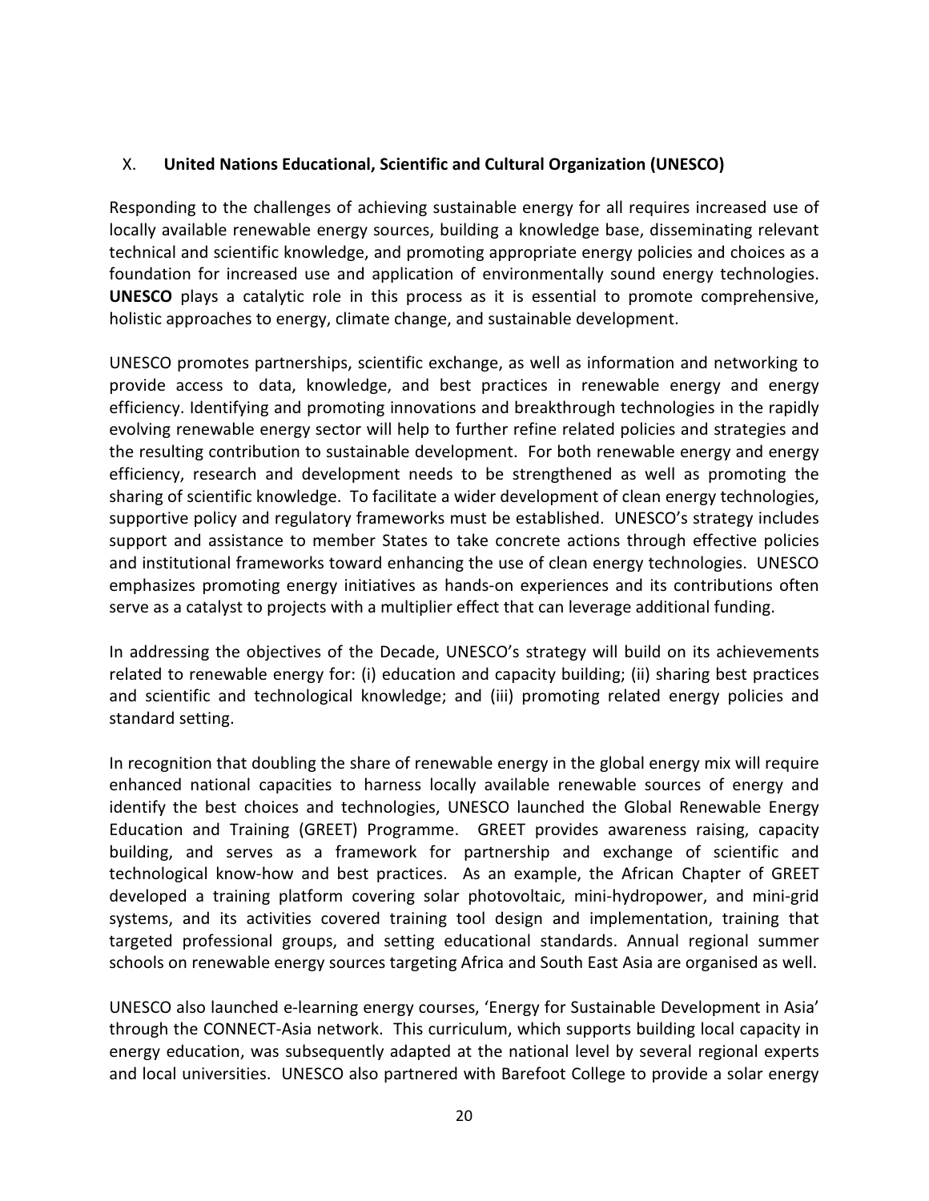## X. United Nations Educational, Scientific and Cultural Organization (UNESCO)

Responding to the challenges of achieving sustainable energy for all requires increased use of locally available renewable energy sources, building a knowledge base, disseminating relevant technical and scientific knowledge, and promoting appropriate energy policies and choices as a foundation for increased use and application of environmentally sound energy technologies. **UNESCO** plays a catalytic role in this process as it is essential to promote comprehensive, holistic approaches to energy, climate change, and sustainable development.

UNESCO promotes partnerships, scientific exchange, as well as information and networking to provide access to data, knowledge, and best practices in renewable energy and energy efficiency. Identifying and promoting innovations and breakthrough technologies in the rapidly evolving renewable energy sector will help to further refine related policies and strategies and the resulting contribution to sustainable development. For both renewable energy and energy efficiency, research and development needs to be strengthened as well as promoting the sharing of scientific knowledge. To facilitate a wider development of clean energy technologies, supportive policy and regulatory frameworks must be established. UNESCO's strategy includes support and assistance to member States to take concrete actions through effective policies and institutional frameworks toward enhancing the use of clean energy technologies. UNESCO emphasizes promoting energy initiatives as hands-on experiences and its contributions often serve as a catalyst to projects with a multiplier effect that can leverage additional funding.

In addressing the objectives of the Decade, UNESCO's strategy will build on its achievements related to renewable energy for: (i) education and capacity building; (ii) sharing best practices and scientific and technological knowledge; and (iii) promoting related energy policies and standard setting.

In recognition that doubling the share of renewable energy in the global energy mix will require enhanced national capacities to harness locally available renewable sources of energy and identify the best choices and technologies, UNESCO launched the Global Renewable Energy Education and Training (GREET) Programme. GREET provides awareness raising, capacity building, and serves as a framework for partnership and exchange of scientific and technological know-how and best practices. As an example, the African Chapter of GREET developed a training platform covering solar photovoltaic, mini-hydropower, and mini-grid systems, and its activities covered training tool design and implementation, training that targeted professional groups, and setting educational standards. Annual regional summer schools on renewable energy sources targeting Africa and South East Asia are organised as well.

UNESCO also launched e-learning energy courses, 'Energy for Sustainable Development in Asia' through the CONNECT-Asia network. This curriculum, which supports building local capacity in energy education, was subsequently adapted at the national level by several regional experts and local universities. UNESCO also partnered with Barefoot College to provide a solar energy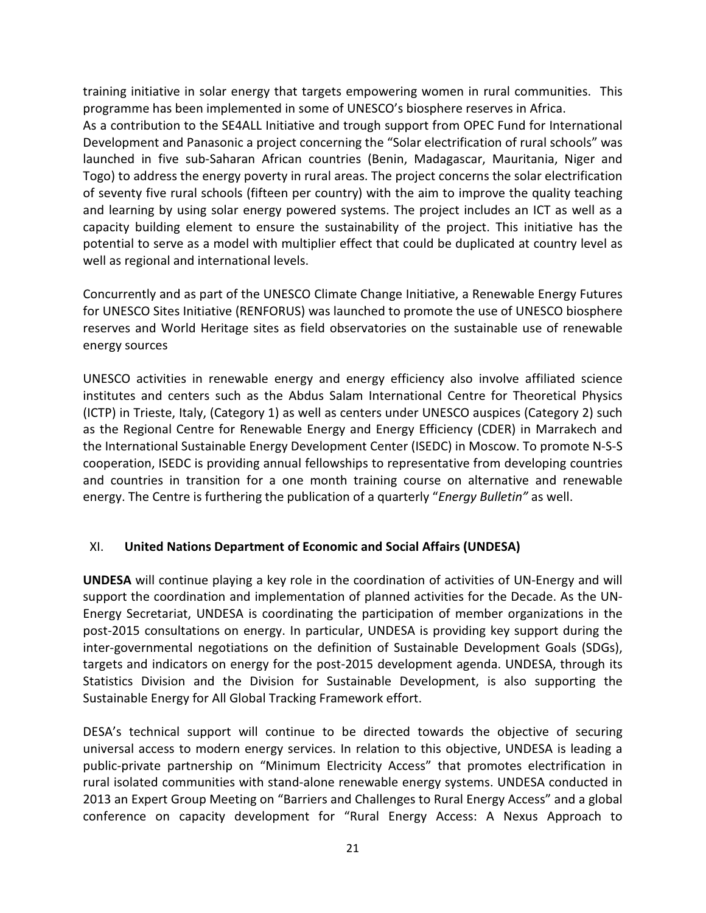training initiative in solar energy that targets empowering women in rural communities. This programme has been implemented in some of UNESCO's biosphere reserves in Africa.

As a contribution to the SE4ALL Initiative and trough support from OPEC Fund for International Development and Panasonic a project concerning the "Solar electrification of rural schools" was launched in five sub-Saharan African countries (Benin, Madagascar, Mauritania, Niger and Togo) to address the energy poverty in rural areas. The project concerns the solar electrification of seventy five rural schools (fifteen per country) with the aim to improve the quality teaching and learning by using solar energy powered systems. The project includes an ICT as well as a capacity building element to ensure the sustainability of the project. This initiative has the potential to serve as a model with multiplier effect that could be duplicated at country level as well as regional and international levels.

Concurrently and as part of the UNESCO Climate Change Initiative, a Renewable Energy Futures for UNESCO Sites Initiative (RENFORUS) was launched to promote the use of UNESCO biosphere reserves and World Heritage sites as field observatories on the sustainable use of renewable energy sources

UNESCO activities in renewable energy and energy efficiency also involve affiliated science institutes and centers such as the Abdus Salam International Centre for Theoretical Physics (ICTP) in Trieste, Italy, (Category 1) as well as centers under UNESCO auspices (Category 2) such as the Regional Centre for Renewable Energy and Energy Efficiency (CDER) in Marrakech and the International Sustainable Energy Development Center (ISEDC) in Moscow. To promote N-S-S cooperation, ISEDC is providing annual fellowships to representative from developing countries and countries in transition for a one month training course on alternative and renewable energy. The Centre is furthering the publication of a quarterly "*Energy Bulletin"* as well.

## XI. United Nations Department of Economic and Social Affairs (UNDESA)

**UNDESA** will continue playing a key role in the coordination of activities of UN-Energy and will support the coordination and implementation of planned activities for the Decade. As the UN-Energy Secretariat, UNDESA is coordinating the participation of member organizations in the post-2015 consultations on energy. In particular, UNDESA is providing key support during the inter-governmental negotiations on the definition of Sustainable Development Goals (SDGs), targets and indicators on energy for the post-2015 development agenda. UNDESA, through its Statistics Division and the Division for Sustainable Development, is also supporting the Sustainable Energy for All Global Tracking Framework effort.

DESA's technical support will continue to be directed towards the objective of securing universal access to modern energy services. In relation to this objective, UNDESA is leading a public-private partnership on "Minimum Electricity Access" that promotes electrification in rural isolated communities with stand-alone renewable energy systems. UNDESA conducted in 2013 an Expert Group Meeting on "Barriers and Challenges to Rural Energy Access" and a global conference on capacity development for "Rural Energy Access: A Nexus Approach to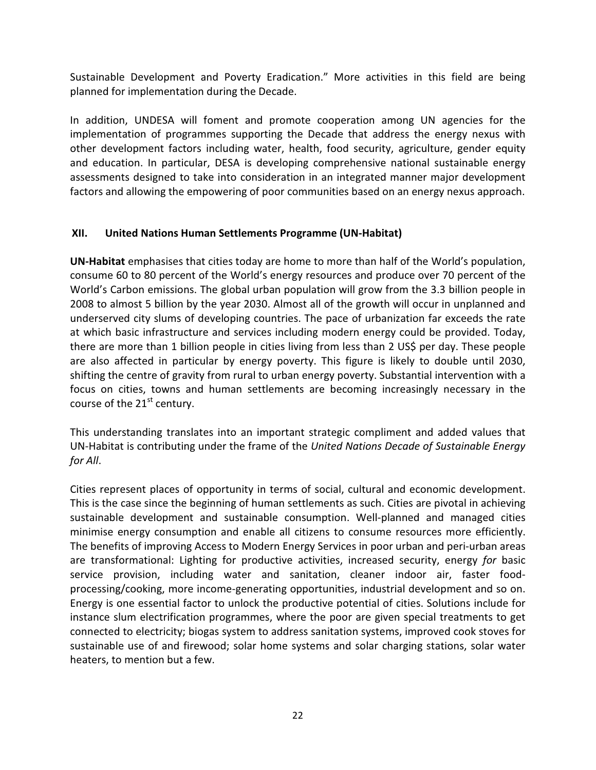Sustainable Development and Poverty Eradication." More activities in this field are being planned for implementation during the Decade.

In addition, UNDESA will foment and promote cooperation among UN agencies for the implementation of programmes supporting the Decade that address the energy nexus with other development factors including water, health, food security, agriculture, gender equity and education. In particular, DESA is developing comprehensive national sustainable energy assessments designed to take into consideration in an integrated manner major development factors and allowing the empowering of poor communities based on an energy nexus approach.

## XII. United Nations Human Settlements Programme (UN-Habitat)

**UN-Habitat** emphasises that cities today are home to more than half of the World's population, consume 60 to 80 percent of the World's energy resources and produce over 70 percent of the World's Carbon emissions. The global urban population will grow from the 3.3 billion people in 2008 to almost 5 billion by the year 2030. Almost all of the growth will occur in unplanned and underserved city slums of developing countries. The pace of urbanization far exceeds the rate at which basic infrastructure and services including modern energy could be provided. Today, there are more than 1 billion people in cities living from less than 2 US$ per day. These people are also affected in particular by energy poverty. This figure is likely to double until 2030, shifting the centre of gravity from rural to urban energy poverty. Substantial intervention with a focus on cities, towns and human settlements are becoming increasingly necessary in the course of the 21st century.

This understanding translates into an important strategic compliment and added values that UN-Habitat is contributing under the frame of the *United Nations Decade of Sustainable Energy for All*.

Cities represent places of opportunity in terms of social, cultural and economic development. This is the case since the beginning of human settlements as such. Cities are pivotal in achieving sustainable development and sustainable consumption. Well-planned and managed cities minimise energy consumption and enable all citizens to consume resources more efficiently. The benefits of improving Access to Modern Energy Services in poor urban and peri-urban areas are transformational: Lighting for productive activities, increased security, energy *for* basic service provision, including water and sanitation, cleaner indoor air, faster food-processing/cooking, more income-generating opportunities, industrial development and so on. Energy is one essential factor to unlock the productive potential of cities. Solutions include for instance slum electrification programmes, where the poor are given special treatments to get connected to electricity; biogas system to address sanitation systems, improved cook stoves for sustainable use of and firewood; solar home systems and solar charging stations, solar water heaters, to mention but a few.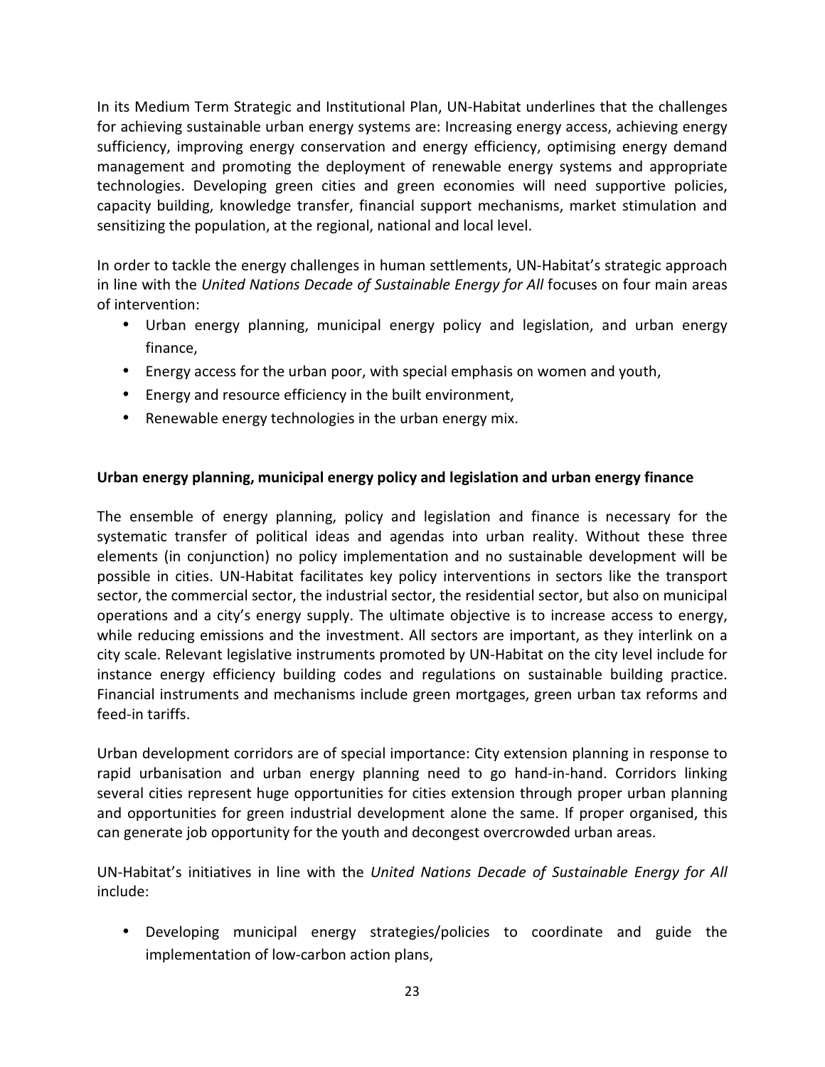In its Medium Term Strategic and Institutional Plan, UN-Habitat underlines that the challenges for achieving sustainable urban energy systems are: Increasing energy access, achieving energy sufficiency, improving energy conservation and energy efficiency, optimising energy demand management and promoting the deployment of renewable energy systems and appropriate technologies. Developing green cities and green economies will need supportive policies, capacity building, knowledge transfer, financial support mechanisms, market stimulation and sensitizing the population, at the regional, national and local level.

In order to tackle the energy challenges in human settlements, UN-Habitat's strategic approach in line with the *United Nations Decade of Sustainable Energy for All* focuses on four main areas of intervention:

- Urban energy planning, municipal energy policy and legislation, and urban energy finance,
- Energy access for the urban poor, with special emphasis on women and youth,
- Energy and resource efficiency in the built environment,
- Renewable energy technologies in the urban energy mix.

**Urban energy planning, municipal energy policy and legislation and urban energy finance**

The ensemble of energy planning, policy and legislation and finance is necessary for the systematic transfer of political ideas and agendas into urban reality. Without these three elements (in conjunction) no policy implementation and no sustainable development will be possible in cities. UN-Habitat facilitates key policy interventions in sectors like the transport sector, the commercial sector, the industrial sector, the residential sector, but also on municipal operations and a city's energy supply. The ultimate objective is to increase access to energy, while reducing emissions and the investment. All sectors are important, as they interlink on a city scale. Relevant legislative instruments promoted by UN-Habitat on the city level include for instance energy efficiency building codes and regulations on sustainable building practice. Financial instruments and mechanisms include green mortgages, green urban tax reforms and feed-in tariffs.

Urban development corridors are of special importance: City extension planning in response to rapid urbanisation and urban energy planning need to go hand-in-hand. Corridors linking several cities represent huge opportunities for cities extension through proper urban planning and opportunities for green industrial development alone the same. If proper organised, this can generate job opportunity for the youth and decongest overcrowded urban areas.

UN-Habitat's initiatives in line with the *United Nations Decade of Sustainable Energy for All* include:

- Developing municipal energy strategies/policies to coordinate and guide the implementation of low-carbon action plans,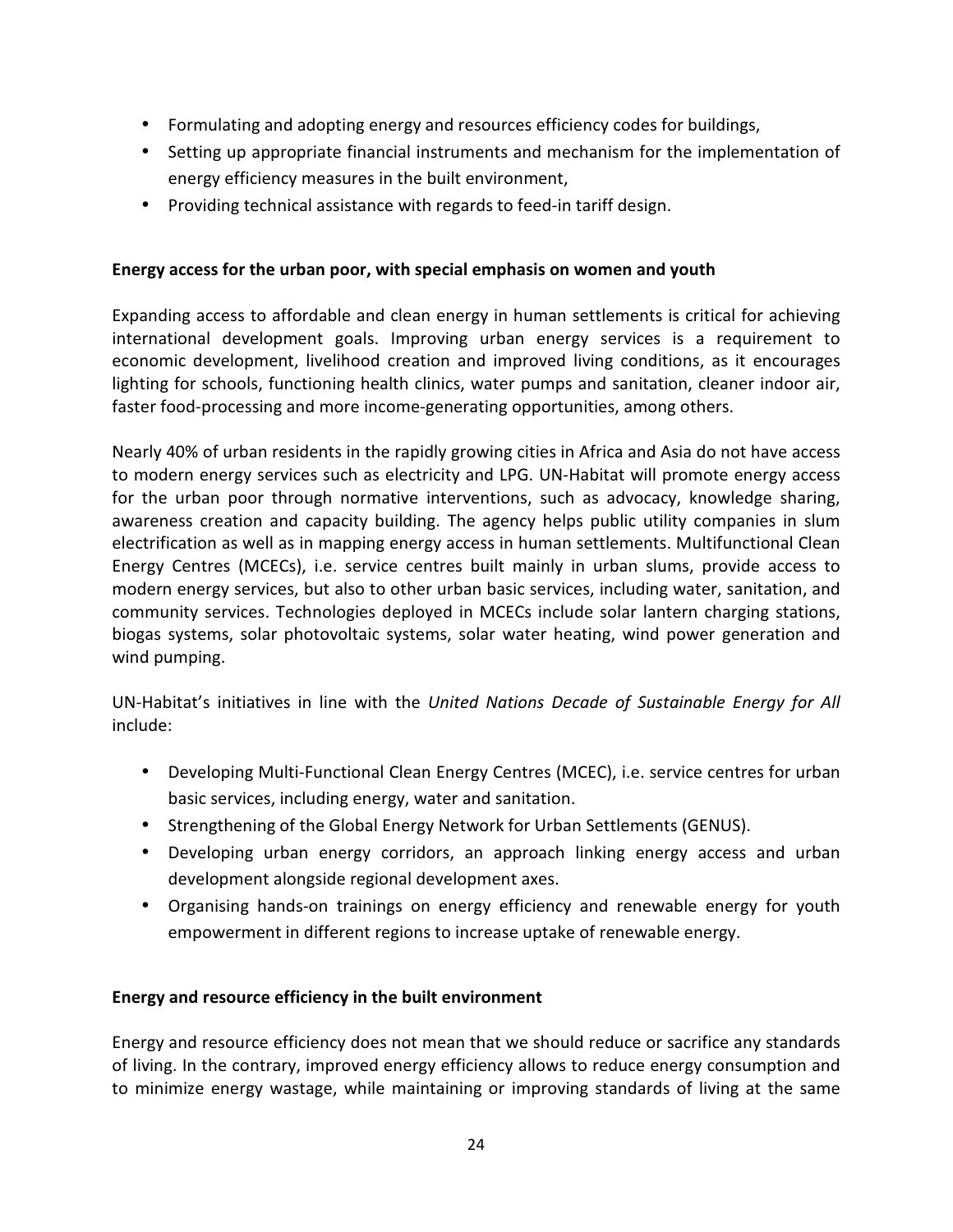- Formulating and adopting energy and resources efficiency codes for buildings,
- Setting up appropriate financial instruments and mechanism for the implementation of energy efficiency measures in the built environment,
- Providing technical assistance with regards to feed-in tariff design.

**Energy access for the urban poor, with special emphasis on women and youth**

Expanding access to affordable and clean energy in human settlements is critical for achieving international development goals. Improving urban energy services is a requirement to economic development, livelihood creation and improved living conditions, as it encourages lighting for schools, functioning health clinics, water pumps and sanitation, cleaner indoor air, faster food-processing and more income-generating opportunities, among others.

Nearly 40% of urban residents in the rapidly growing cities in Africa and Asia do not have access to modern energy services such as electricity and LPG. UN-Habitat will promote energy access for the urban poor through normative interventions, such as advocacy, knowledge sharing, awareness creation and capacity building. The agency helps public utility companies in slum electrification as well as in mapping energy access in human settlements. Multifunctional Clean Energy Centres (MCECs), i.e. service centres built mainly in urban slums, provide access to modern energy services, but also to other urban basic services, including water, sanitation, and community services. Technologies deployed in MCECs include solar lantern charging stations, biogas systems, solar photovoltaic systems, solar water heating, wind power generation and wind pumping.

UN-Habitat's initiatives in line with the *United Nations Decade of Sustainable Energy for All* include:

- Developing Multi-Functional Clean Energy Centres (MCEC), i.e. service centres for urban basic services, including energy, water and sanitation.
- Strengthening of the Global Energy Network for Urban Settlements (GENUS).
- Developing urban energy corridors, an approach linking energy access and urban development alongside regional development axes.
- Organising hands-on trainings on energy efficiency and renewable energy for youth empowerment in different regions to increase uptake of renewable energy.

**Energy and resource efficiency in the built environment**

Energy and resource efficiency does not mean that we should reduce or sacrifice any standards of living. In the contrary, improved energy efficiency allows to reduce energy consumption and to minimize energy wastage, while maintaining or improving standards of living at the same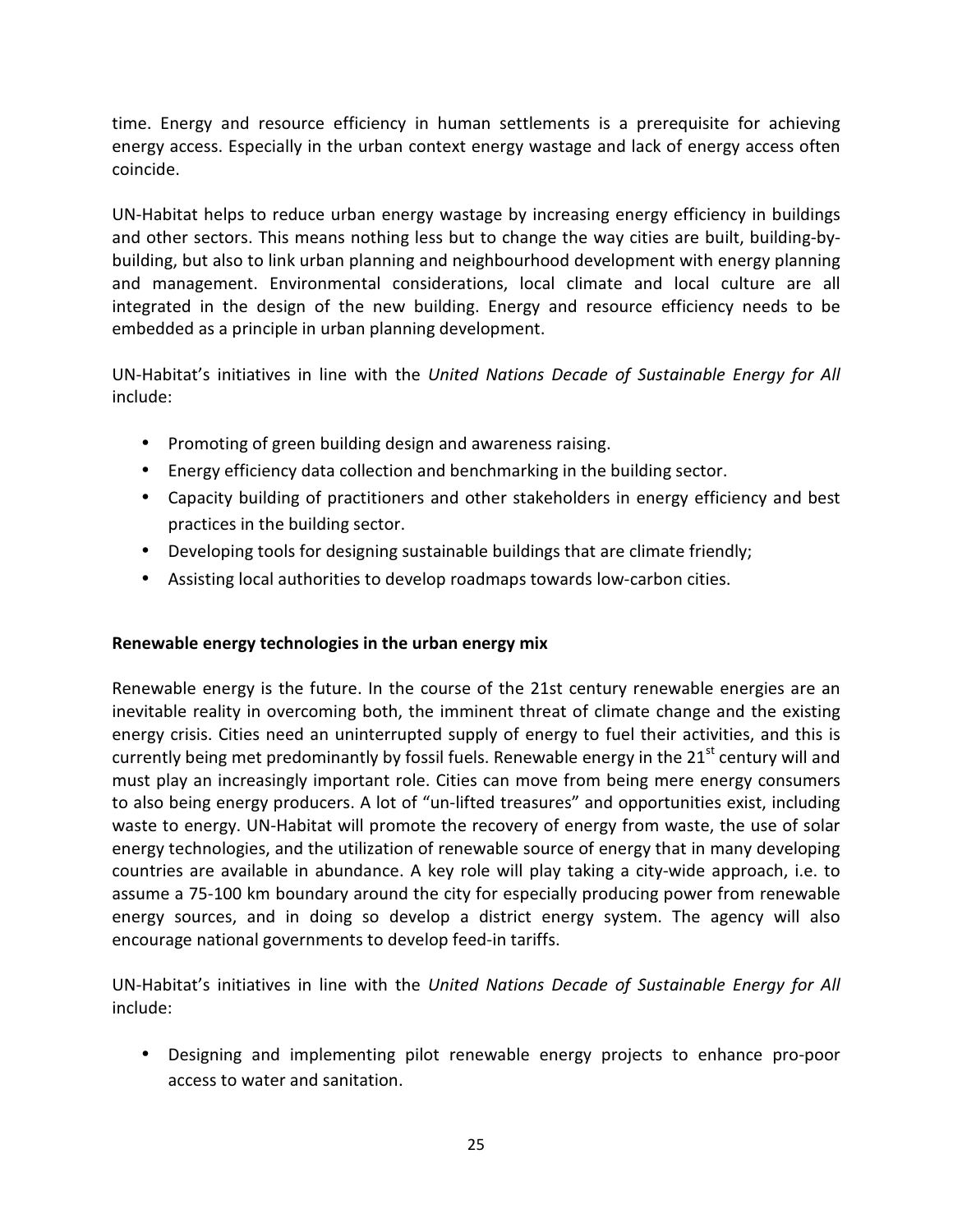time. Energy and resource efficiency in human settlements is a prerequisite for achieving energy access. Especially in the urban context energy wastage and lack of energy access often coincide.

UN-Habitat helps to reduce urban energy wastage by increasing energy efficiency in buildings and other sectors. This means nothing less but to change the way cities are built, building-by-building, but also to link urban planning and neighbourhood development with energy planning and management. Environmental considerations, local climate and local culture are all integrated in the design of the new building. Energy and resource efficiency needs to be embedded as a principle in urban planning development.

UN-Habitat's initiatives in line with the *United Nations Decade of Sustainable Energy for All* include:

- Promoting of green building design and awareness raising.
- Energy efficiency data collection and benchmarking in the building sector.
- Capacity building of practitioners and other stakeholders in energy efficiency and best practices in the building sector.
- Developing tools for designing sustainable buildings that are climate friendly;
- Assisting local authorities to develop roadmaps towards low-carbon cities.

**Renewable energy technologies in the urban energy mix**

Renewable energy is the future. In the course of the 21st century renewable energies are an inevitable reality in overcoming both, the imminent threat of climate change and the existing energy crisis. Cities need an uninterrupted supply of energy to fuel their activities, and this is currently being met predominantly by fossil fuels. Renewable energy in the 21st century will and must play an increasingly important role. Cities can move from being mere energy consumers to also being energy producers. A lot of "un-lifted treasures" and opportunities exist, including waste to energy. UN-Habitat will promote the recovery of energy from waste, the use of solar energy technologies, and the utilization of renewable source of energy that in many developing countries are available in abundance. A key role will play taking a city-wide approach, i.e. to assume a 75-100 km boundary around the city for especially producing power from renewable energy sources, and in doing so develop a district energy system. The agency will also encourage national governments to develop feed-in tariffs.

UN-Habitat's initiatives in line with the *United Nations Decade of Sustainable Energy for All* include:

- Designing and implementing pilot renewable energy projects to enhance pro-poor access to water and sanitation.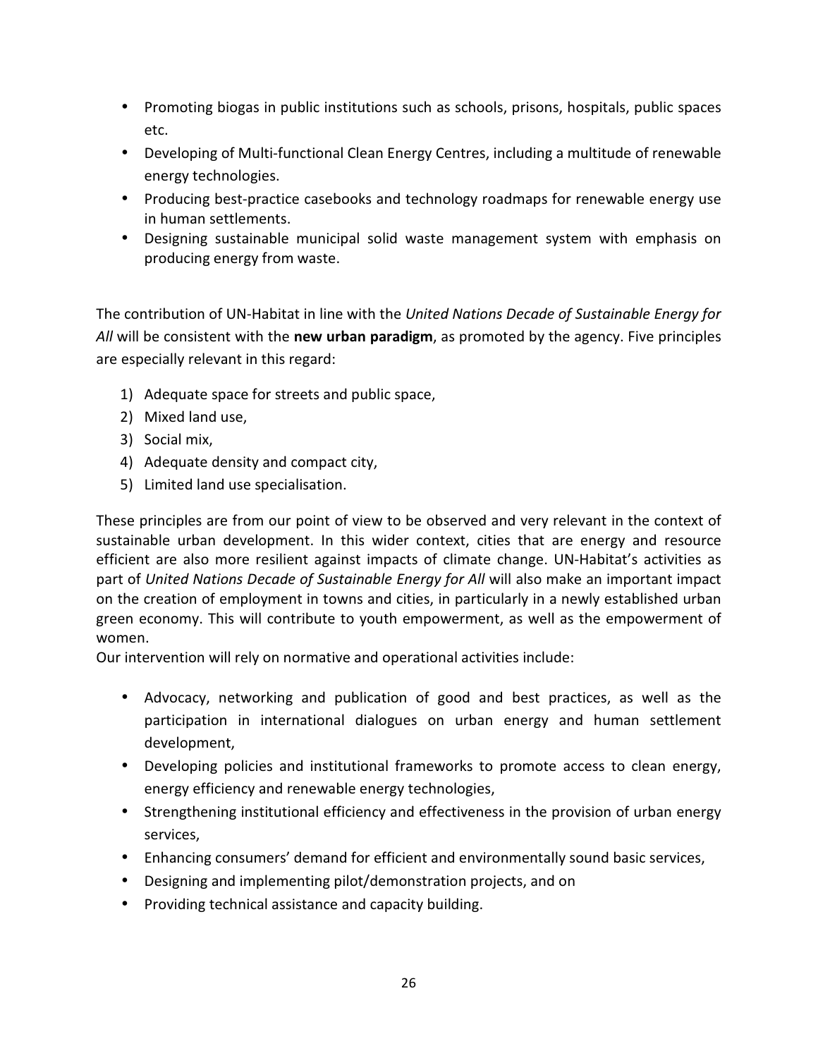- Promoting biogas in public institutions such as schools, prisons, hospitals, public spaces etc.
- Developing of Multi-functional Clean Energy Centres, including a multitude of renewable energy technologies.
- Producing best-practice casebooks and technology roadmaps for renewable energy use in human settlements.
- Designing sustainable municipal solid waste management system with emphasis on producing energy from waste.

The contribution of UN-Habitat in line with the *United Nations Decade of Sustainable Energy for All* will be consistent with the **new urban paradigm**, as promoted by the agency. Five principles are especially relevant in this regard:

1) Adequate space for streets and public space,
2) Mixed land use,
3) Social mix,
4) Adequate density and compact city,
5) Limited land use specialisation.

These principles are from our point of view to be observed and very relevant in the context of sustainable urban development. In this wider context, cities that are energy and resource efficient are also more resilient against impacts of climate change. UN-Habitat's activities as part of *United Nations Decade of Sustainable Energy for All* will also make an important impact on the creation of employment in towns and cities, in particularly in a newly established urban green economy. This will contribute to youth empowerment, as well as the empowerment of women.

Our intervention will rely on normative and operational activities include:

- Advocacy, networking and publication of good and best practices, as well as the participation in international dialogues on urban energy and human settlement development,
- Developing policies and institutional frameworks to promote access to clean energy, energy efficiency and renewable energy technologies,
- Strengthening institutional efficiency and effectiveness in the provision of urban energy services,
- Enhancing consumers' demand for efficient and environmentally sound basic services,
- Designing and implementing pilot/demonstration projects, and on
- Providing technical assistance and capacity building.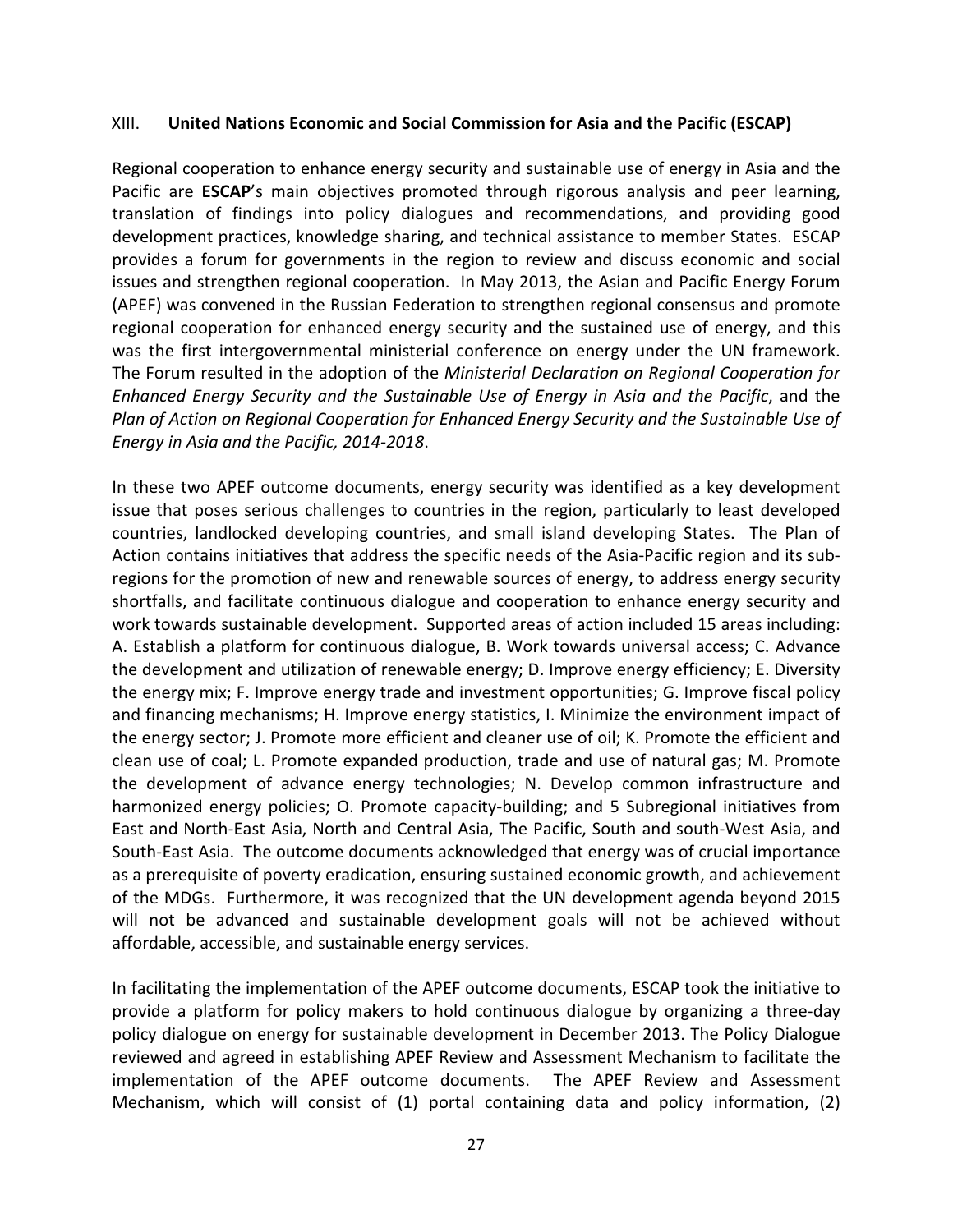## XIII. United Nations Economic and Social Commission for Asia and the Pacific (ESCAP)

Regional cooperation to enhance energy security and sustainable use of energy in Asia and the Pacific are **ESCAP**'s main objectives promoted through rigorous analysis and peer learning, translation of findings into policy dialogues and recommendations, and providing good development practices, knowledge sharing, and technical assistance to member States. ESCAP provides a forum for governments in the region to review and discuss economic and social issues and strengthen regional cooperation. In May 2013, the Asian and Pacific Energy Forum (APEF) was convened in the Russian Federation to strengthen regional consensus and promote regional cooperation for enhanced energy security and the sustained use of energy, and this was the first intergovernmental ministerial conference on energy under the UN framework. The Forum resulted in the adoption of the *Ministerial Declaration on Regional Cooperation for Enhanced Energy Security and the Sustainable Use of Energy in Asia and the Pacific*, and the *Plan of Action on Regional Cooperation for Enhanced Energy Security and the Sustainable Use of Energy in Asia and the Pacific, 2014-2018*.

In these two APEF outcome documents, energy security was identified as a key development issue that poses serious challenges to countries in the region, particularly to least developed countries, landlocked developing countries, and small island developing States. The Plan of Action contains initiatives that address the specific needs of the Asia-Pacific region and its sub-regions for the promotion of new and renewable sources of energy, to address energy security shortfalls, and facilitate continuous dialogue and cooperation to enhance energy security and work towards sustainable development. Supported areas of action included 15 areas including: A. Establish a platform for continuous dialogue, B. Work towards universal access; C. Advance the development and utilization of renewable energy; D. Improve energy efficiency; E. Diversity the energy mix; F. Improve energy trade and investment opportunities; G. Improve fiscal policy and financing mechanisms; H. Improve energy statistics, I. Minimize the environment impact of the energy sector; J. Promote more efficient and cleaner use of oil; K. Promote the efficient and clean use of coal; L. Promote expanded production, trade and use of natural gas; M. Promote the development of advance energy technologies; N. Develop common infrastructure and harmonized energy policies; O. Promote capacity-building; and 5 Subregional initiatives from East and North-East Asia, North and Central Asia, The Pacific, South and south-West Asia, and South-East Asia. The outcome documents acknowledged that energy was of crucial importance as a prerequisite of poverty eradication, ensuring sustained economic growth, and achievement of the MDGs. Furthermore, it was recognized that the UN development agenda beyond 2015 will not be advanced and sustainable development goals will not be achieved without affordable, accessible, and sustainable energy services.

In facilitating the implementation of the APEF outcome documents, ESCAP took the initiative to provide a platform for policy makers to hold continuous dialogue by organizing a three-day policy dialogue on energy for sustainable development in December 2013. The Policy Dialogue reviewed and agreed in establishing APEF Review and Assessment Mechanism to facilitate the implementation of the APEF outcome documents. The APEF Review and Assessment Mechanism, which will consist of (1) portal containing data and policy information, (2)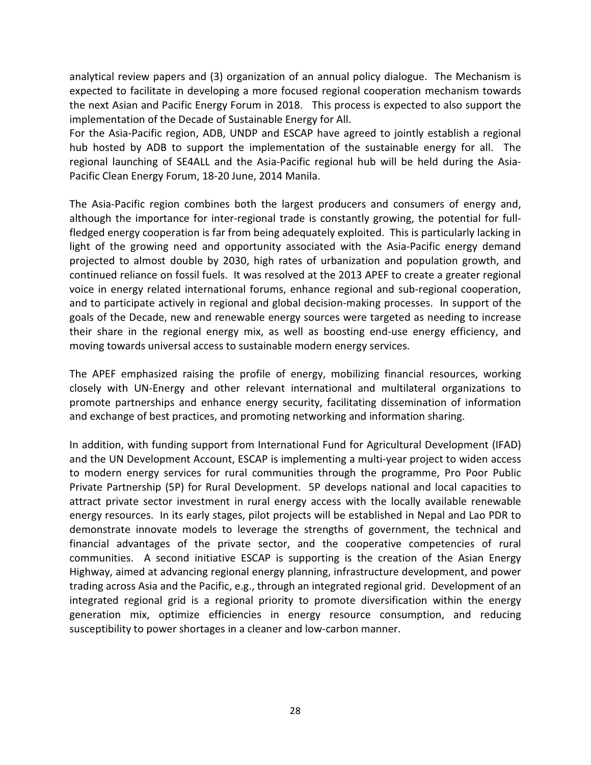analytical review papers and (3) organization of an annual policy dialogue. The Mechanism is expected to facilitate in developing a more focused regional cooperation mechanism towards the next Asian and Pacific Energy Forum in 2018. This process is expected to also support the implementation of the Decade of Sustainable Energy for All.

For the Asia-Pacific region, ADB, UNDP and ESCAP have agreed to jointly establish a regional hub hosted by ADB to support the implementation of the sustainable energy for all. The regional launching of SE4ALL and the Asia-Pacific regional hub will be held during the Asia-Pacific Clean Energy Forum, 18-20 June, 2014 Manila.

The Asia-Pacific region combines both the largest producers and consumers of energy and, although the importance for inter-regional trade is constantly growing, the potential for full-fledged energy cooperation is far from being adequately exploited. This is particularly lacking in light of the growing need and opportunity associated with the Asia-Pacific energy demand projected to almost double by 2030, high rates of urbanization and population growth, and continued reliance on fossil fuels. It was resolved at the 2013 APEF to create a greater regional voice in energy related international forums, enhance regional and sub-regional cooperation, and to participate actively in regional and global decision-making processes. In support of the goals of the Decade, new and renewable energy sources were targeted as needing to increase their share in the regional energy mix, as well as boosting end-use energy efficiency, and moving towards universal access to sustainable modern energy services.

The APEF emphasized raising the profile of energy, mobilizing financial resources, working closely with UN-Energy and other relevant international and multilateral organizations to promote partnerships and enhance energy security, facilitating dissemination of information and exchange of best practices, and promoting networking and information sharing.

In addition, with funding support from International Fund for Agricultural Development (IFAD) and the UN Development Account, ESCAP is implementing a multi-year project to widen access to modern energy services for rural communities through the programme, Pro Poor Public Private Partnership (5P) for Rural Development. 5P develops national and local capacities to attract private sector investment in rural energy access with the locally available renewable energy resources. In its early stages, pilot projects will be established in Nepal and Lao PDR to demonstrate innovate models to leverage the strengths of government, the technical and financial advantages of the private sector, and the cooperative competencies of rural communities. A second initiative ESCAP is supporting is the creation of the Asian Energy Highway, aimed at advancing regional energy planning, infrastructure development, and power trading across Asia and the Pacific, e.g., through an integrated regional grid. Development of an integrated regional grid is a regional priority to promote diversification within the energy generation mix, optimize efficiencies in energy resource consumption, and reducing susceptibility to power shortages in a cleaner and low-carbon manner.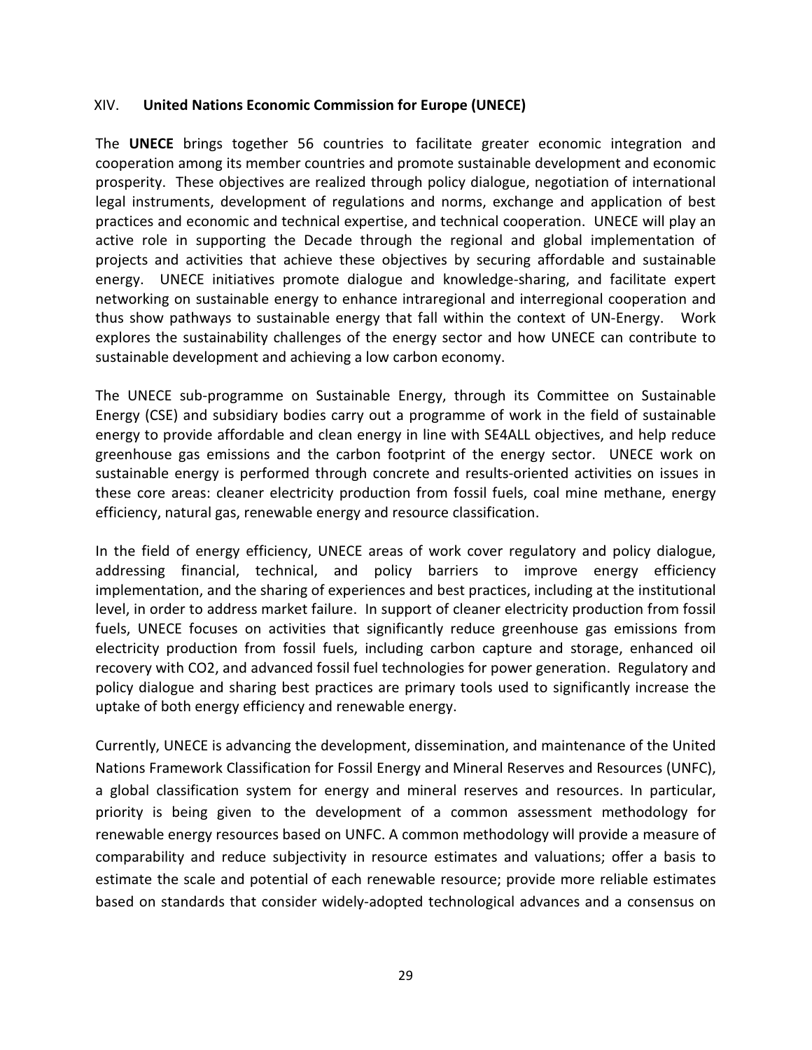## XIV. United Nations Economic Commission for Europe (UNECE)

The **UNECE** brings together 56 countries to facilitate greater economic integration and cooperation among its member countries and promote sustainable development and economic prosperity. These objectives are realized through policy dialogue, negotiation of international legal instruments, development of regulations and norms, exchange and application of best practices and economic and technical expertise, and technical cooperation. UNECE will play an active role in supporting the Decade through the regional and global implementation of projects and activities that achieve these objectives by securing affordable and sustainable energy. UNECE initiatives promote dialogue and knowledge-sharing, and facilitate expert networking on sustainable energy to enhance intraregional and interregional cooperation and thus show pathways to sustainable energy that fall within the context of UN-Energy. Work explores the sustainability challenges of the energy sector and how UNECE can contribute to sustainable development and achieving a low carbon economy.

The UNECE sub-programme on Sustainable Energy, through its Committee on Sustainable Energy (CSE) and subsidiary bodies carry out a programme of work in the field of sustainable energy to provide affordable and clean energy in line with SE4ALL objectives, and help reduce greenhouse gas emissions and the carbon footprint of the energy sector. UNECE work on sustainable energy is performed through concrete and results-oriented activities on issues in these core areas: cleaner electricity production from fossil fuels, coal mine methane, energy efficiency, natural gas, renewable energy and resource classification.

In the field of energy efficiency, UNECE areas of work cover regulatory and policy dialogue, addressing financial, technical, and policy barriers to improve energy efficiency implementation, and the sharing of experiences and best practices, including at the institutional level, in order to address market failure. In support of cleaner electricity production from fossil fuels, UNECE focuses on activities that significantly reduce greenhouse gas emissions from electricity production from fossil fuels, including carbon capture and storage, enhanced oil recovery with $CO_2$, and advanced fossil fuel technologies for power generation. Regulatory and policy dialogue and sharing best practices are primary tools used to significantly increase the uptake of both energy efficiency and renewable energy.

Currently, UNECE is advancing the development, dissemination, and maintenance of the United Nations Framework Classification for Fossil Energy and Mineral Reserves and Resources (UNFC), a global classification system for energy and mineral reserves and resources. In particular, priority is being given to the development of a common assessment methodology for renewable energy resources based on UNFC. A common methodology will provide a measure of comparability and reduce subjectivity in resource estimates and valuations; offer a basis to estimate the scale and potential of each renewable resource; provide more reliable estimates based on standards that consider widely-adopted technological advances and a consensus on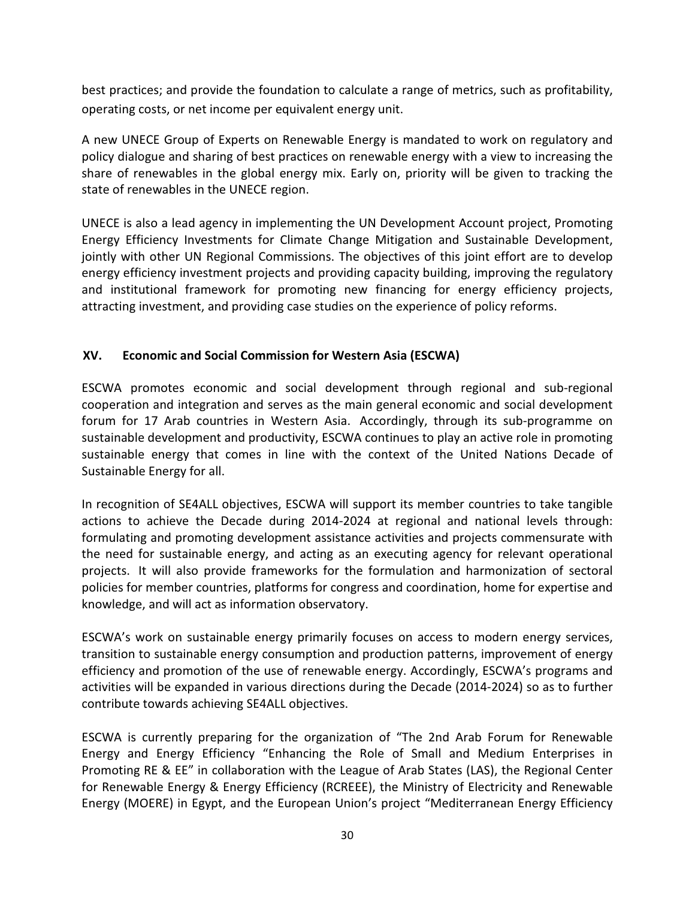best practices; and provide the foundation to calculate a range of metrics, such as profitability, operating costs, or net income per equivalent energy unit.

A new UNECE Group of Experts on Renewable Energy is mandated to work on regulatory and policy dialogue and sharing of best practices on renewable energy with a view to increasing the share of renewables in the global energy mix. Early on, priority will be given to tracking the state of renewables in the UNECE region.

UNECE is also a lead agency in implementing the UN Development Account project, Promoting Energy Efficiency Investments for Climate Change Mitigation and Sustainable Development, jointly with other UN Regional Commissions. The objectives of this joint effort are to develop energy efficiency investment projects and providing capacity building, improving the regulatory and institutional framework for promoting new financing for energy efficiency projects, attracting investment, and providing case studies on the experience of policy reforms.

## XV. Economic and Social Commission for Western Asia (ESCWA)

ESCWA promotes economic and social development through regional and sub-regional cooperation and integration and serves as the main general economic and social development forum for 17 Arab countries in Western Asia. Accordingly, through its sub-programme on sustainable development and productivity, ESCWA continues to play an active role in promoting sustainable energy that comes in line with the context of the United Nations Decade of Sustainable Energy for all.

In recognition of SE4ALL objectives, ESCWA will support its member countries to take tangible actions to achieve the Decade during 2014-2024 at regional and national levels through: formulating and promoting development assistance activities and projects commensurate with the need for sustainable energy, and acting as an executing agency for relevant operational projects. It will also provide frameworks for the formulation and harmonization of sectoral policies for member countries, platforms for congress and coordination, home for expertise and knowledge, and will act as information observatory.

ESCWA's work on sustainable energy primarily focuses on access to modern energy services, transition to sustainable energy consumption and production patterns, improvement of energy efficiency and promotion of the use of renewable energy. Accordingly, ESCWA's programs and activities will be expanded in various directions during the Decade (2014-2024) so as to further contribute towards achieving SE4ALL objectives.

ESCWA is currently preparing for the organization of "The 2nd Arab Forum for Renewable Energy and Energy Efficiency "Enhancing the Role of Small and Medium Enterprises in Promoting RE & EE" in collaboration with the League of Arab States (LAS), the Regional Center for Renewable Energy & Energy Efficiency (RCREEE), the Ministry of Electricity and Renewable Energy (MOERE) in Egypt, and the European Union's project "Mediterranean Energy Efficiency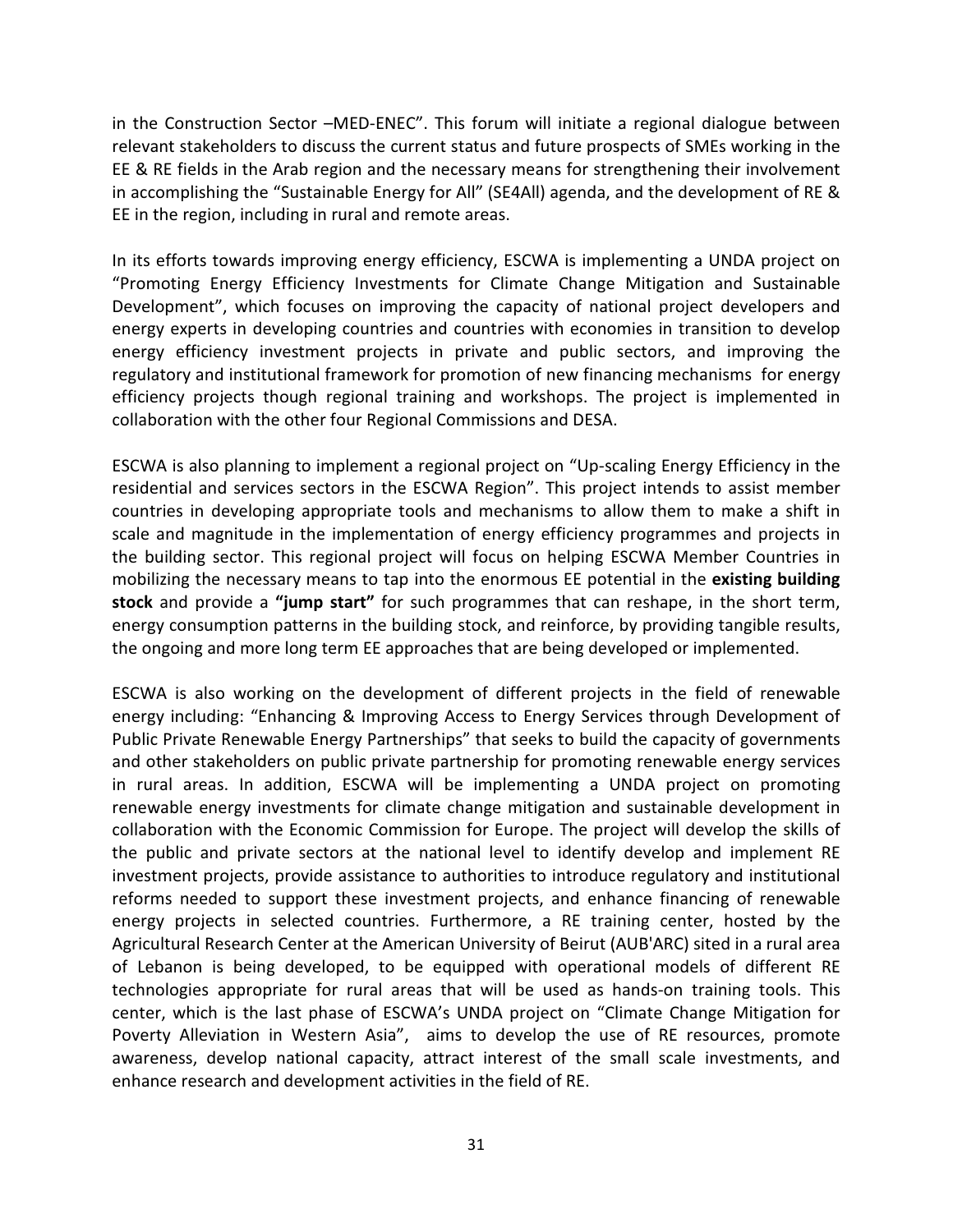in the Construction Sector –MED-ENEC". This forum will initiate a regional dialogue between relevant stakeholders to discuss the current status and future prospects of SMEs working in the EE & RE fields in the Arab region and the necessary means for strengthening their involvement in accomplishing the "Sustainable Energy for All" (SE4All) agenda, and the development of RE & EE in the region, including in rural and remote areas.

In its efforts towards improving energy efficiency, ESCWA is implementing a UNDA project on "Promoting Energy Efficiency Investments for Climate Change Mitigation and Sustainable Development", which focuses on improving the capacity of national project developers and energy experts in developing countries and countries with economies in transition to develop energy efficiency investment projects in private and public sectors, and improving the regulatory and institutional framework for promotion of new financing mechanisms for energy efficiency projects though regional training and workshops. The project is implemented in collaboration with the other four Regional Commissions and DESA.

ESCWA is also planning to implement a regional project on "Up-scaling Energy Efficiency in the residential and services sectors in the ESCWA Region". This project intends to assist member countries in developing appropriate tools and mechanisms to allow them to make a shift in scale and magnitude in the implementation of energy efficiency programmes and projects in the building sector. This regional project will focus on helping ESCWA Member Countries in mobilizing the necessary means to tap into the enormous EE potential in the **existing building stock** and provide a **"jump start"** for such programmes that can reshape, in the short term, energy consumption patterns in the building stock, and reinforce, by providing tangible results, the ongoing and more long term EE approaches that are being developed or implemented.

ESCWA is also working on the development of different projects in the field of renewable energy including: "Enhancing & Improving Access to Energy Services through Development of Public Private Renewable Energy Partnerships" that seeks to build the capacity of governments and other stakeholders on public private partnership for promoting renewable energy services in rural areas. In addition, ESCWA will be implementing a UNDA project on promoting renewable energy investments for climate change mitigation and sustainable development in collaboration with the Economic Commission for Europe. The project will develop the skills of the public and private sectors at the national level to identify develop and implement RE investment projects, provide assistance to authorities to introduce regulatory and institutional reforms needed to support these investment projects, and enhance financing of renewable energy projects in selected countries. Furthermore, a RE training center, hosted by the Agricultural Research Center at the American University of Beirut (AUB'ARC) sited in a rural area of Lebanon is being developed, to be equipped with operational models of different RE technologies appropriate for rural areas that will be used as hands-on training tools. This center, which is the last phase of ESCWA's UNDA project on "Climate Change Mitigation for Poverty Alleviation in Western Asia", aims to develop the use of RE resources, promote awareness, develop national capacity, attract interest of the small scale investments, and enhance research and development activities in the field of RE.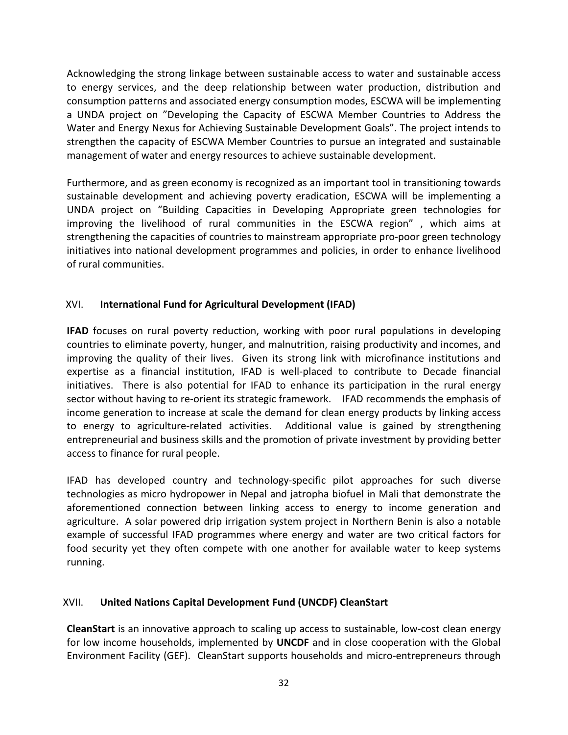Acknowledging the strong linkage between sustainable access to water and sustainable access to energy services, and the deep relationship between water production, distribution and consumption patterns and associated energy consumption modes, ESCWA will be implementing a UNDA project on ”Developing the Capacity of ESCWA Member Countries to Address the Water and Energy Nexus for Achieving Sustainable Development Goals”. The project intends to strengthen the capacity of ESCWA Member Countries to pursue an integrated and sustainable management of water and energy resources to achieve sustainable development.

Furthermore, and as green economy is recognized as an important tool in transitioning towards sustainable development and achieving poverty eradication, ESCWA will be implementing a UNDA project on “Building Capacities in Developing Appropriate green technologies for improving the livelihood of rural communities in the ESCWA region” , which aims at strengthening the capacities of countries to mainstream appropriate pro-poor green technology initiatives into national development programmes and policies, in order to enhance livelihood of rural communities.

## XVI. International Fund for Agricultural Development (IFAD)

**IFAD** focuses on rural poverty reduction, working with poor rural populations in developing countries to eliminate poverty, hunger, and malnutrition, raising productivity and incomes, and improving the quality of their lives. Given its strong link with microfinance institutions and expertise as a financial institution, IFAD is well-placed to contribute to Decade financial initiatives. There is also potential for IFAD to enhance its participation in the rural energy sector without having to re-orient its strategic framework. IFAD recommends the emphasis of income generation to increase at scale the demand for clean energy products by linking access to energy to agriculture-related activities. Additional value is gained by strengthening entrepreneurial and business skills and the promotion of private investment by providing better access to finance for rural people.

IFAD has developed country and technology-specific pilot approaches for such diverse technologies as micro hydropower in Nepal and jatropha biofuel in Mali that demonstrate the aforementioned connection between linking access to energy to income generation and agriculture. A solar powered drip irrigation system project in Northern Benin is also a notable example of successful IFAD programmes where energy and water are two critical factors for food security yet they often compete with one another for available water to keep systems running.

## XVII. United Nations Capital Development Fund (UNCDF) CleanStart

**CleanStart** is an innovative approach to scaling up access to sustainable, low-cost clean energy for low income households, implemented by **UNCDF** and in close cooperation with the Global Environment Facility (GEF). CleanStart supports households and micro-entrepreneurs through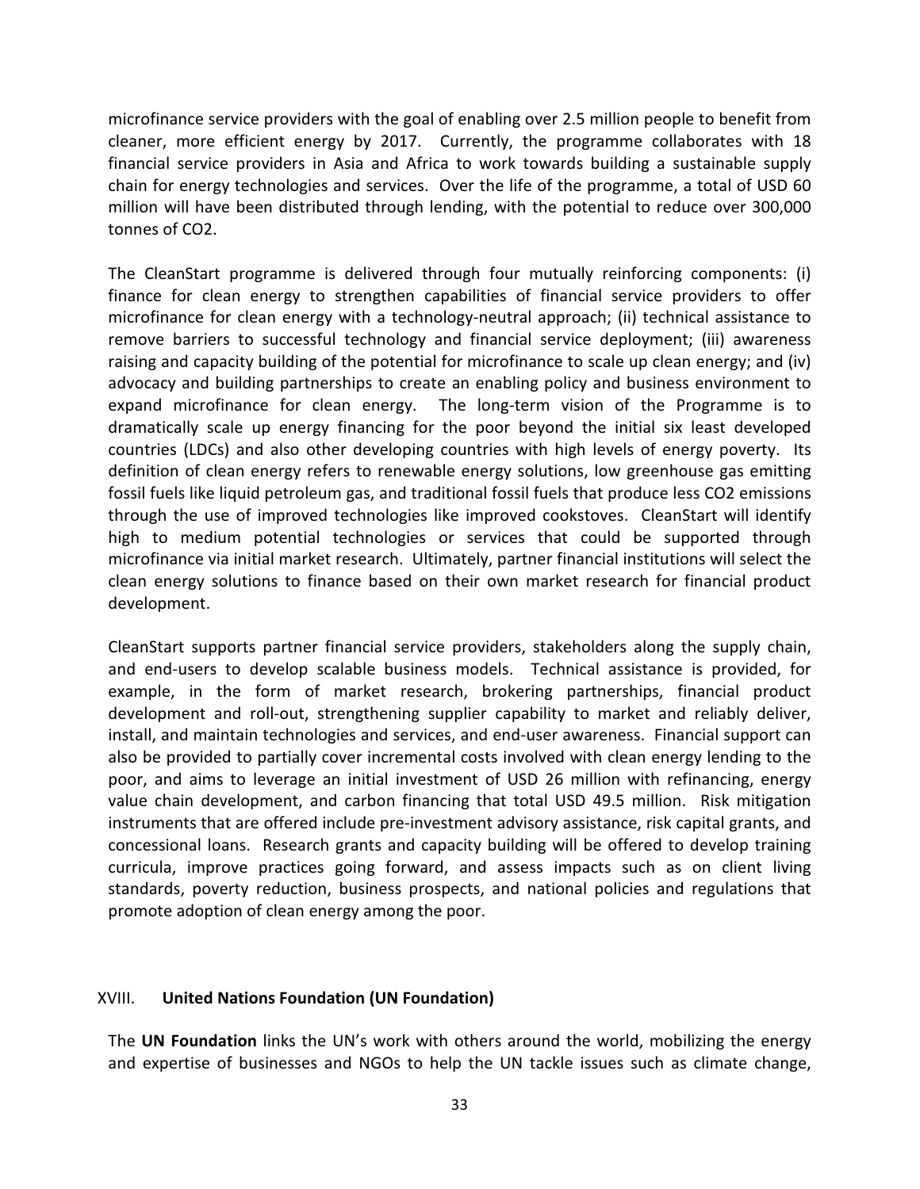microfinance service providers with the goal of enabling over 2.5 million people to benefit from cleaner, more efficient energy by 2017. Currently, the programme collaborates with 18 financial service providers in Asia and Africa to work towards building a sustainable supply chain for energy technologies and services. Over the life of the programme, a total of USD 60 million will have been distributed through lending, with the potential to reduce over 300,000 tonnes of $CO_2$.

The CleanStart programme is delivered through four mutually reinforcing components: (i) finance for clean energy to strengthen capabilities of financial service providers to offer microfinance for clean energy with a technology-neutral approach; (ii) technical assistance to remove barriers to successful technology and financial service deployment; (iii) awareness raising and capacity building of the potential for microfinance to scale up clean energy; and (iv) advocacy and building partnerships to create an enabling policy and business environment to expand microfinance for clean energy. The long-term vision of the Programme is to dramatically scale up energy financing for the poor beyond the initial six least developed countries (LDCs) and also other developing countries with high levels of energy poverty. Its definition of clean energy refers to renewable energy solutions, low greenhouse gas emitting fossil fuels like liquid petroleum gas, and traditional fossil fuels that produce less $CO_2$ emissions through the use of improved technologies like improved cookstoves. CleanStart will identify high to medium potential technologies or services that could be supported through microfinance via initial market research. Ultimately, partner financial institutions will select the clean energy solutions to finance based on their own market research for financial product development.

CleanStart supports partner financial service providers, stakeholders along the supply chain, and end-users to develop scalable business models. Technical assistance is provided, for example, in the form of market research, brokering partnerships, financial product development and roll-out, strengthening supplier capability to market and reliably deliver, install, and maintain technologies and services, and end-user awareness. Financial support can also be provided to partially cover incremental costs involved with clean energy lending to the poor, and aims to leverage an initial investment of USD 26 million with refinancing, energy value chain development, and carbon financing that total USD 49.5 million. Risk mitigation instruments that are offered include pre-investment advisory assistance, risk capital grants, and concessional loans. Research grants and capacity building will be offered to develop training curricula, improve practices going forward, and assess impacts such as on client living standards, poverty reduction, business prospects, and national policies and regulations that promote adoption of clean energy among the poor.

## XVIII. United Nations Foundation (UN Foundation)

The **UN Foundation** links the UN's work with others around the world, mobilizing the energy and expertise of businesses and NGOs to help the UN tackle issues such as climate change,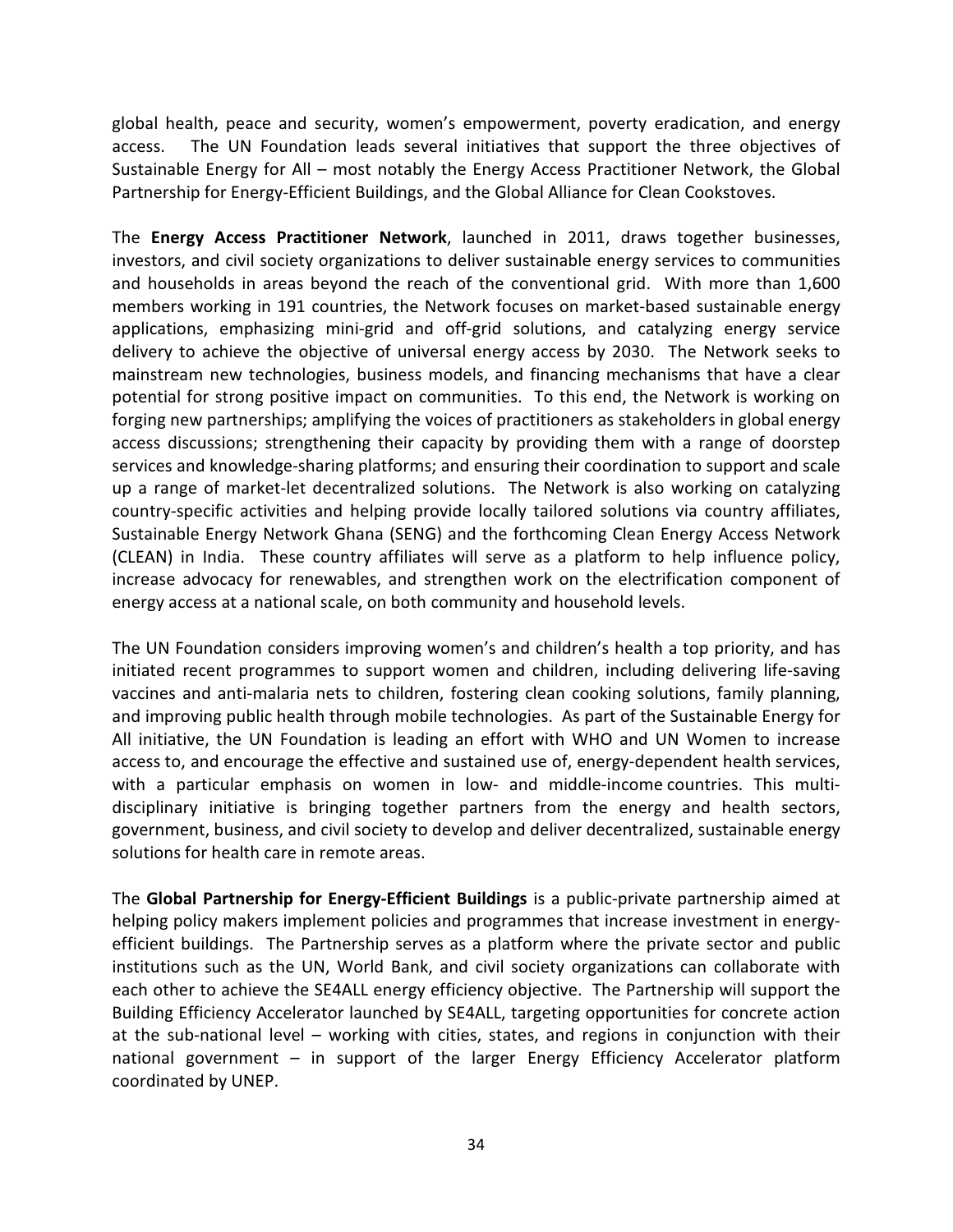global health, peace and security, women's empowerment, poverty eradication, and energy access. The UN Foundation leads several initiatives that support the three objectives of Sustainable Energy for All – most notably the Energy Access Practitioner Network, the Global Partnership for Energy-Efficient Buildings, and the Global Alliance for Clean Cookstoves.

The **Energy Access Practitioner Network**, launched in 2011, draws together businesses, investors, and civil society organizations to deliver sustainable energy services to communities and households in areas beyond the reach of the conventional grid. With more than 1,600 members working in 191 countries, the Network focuses on market-based sustainable energy applications, emphasizing mini-grid and off-grid solutions, and catalyzing energy service delivery to achieve the objective of universal energy access by 2030. The Network seeks to mainstream new technologies, business models, and financing mechanisms that have a clear potential for strong positive impact on communities. To this end, the Network is working on forging new partnerships; amplifying the voices of practitioners as stakeholders in global energy access discussions; strengthening their capacity by providing them with a range of doorstep services and knowledge-sharing platforms; and ensuring their coordination to support and scale up a range of market-let decentralized solutions. The Network is also working on catalyzing country-specific activities and helping provide locally tailored solutions via country affiliates, Sustainable Energy Network Ghana (SENG) and the forthcoming Clean Energy Access Network (CLEAN) in India. These country affiliates will serve as a platform to help influence policy, increase advocacy for renewables, and strengthen work on the electrification component of energy access at a national scale, on both community and household levels.

The UN Foundation considers improving women's and children's health a top priority, and has initiated recent programmes to support women and children, including delivering life-saving vaccines and anti-malaria nets to children, fostering clean cooking solutions, family planning, and improving public health through mobile technologies. As part of the Sustainable Energy for All initiative, the UN Foundation is leading an effort with WHO and UN Women to increase access to, and encourage the effective and sustained use of, energy-dependent health services, with a particular emphasis on women in low- and middle-income countries. This multi-disciplinary initiative is bringing together partners from the energy and health sectors, government, business, and civil society to develop and deliver decentralized, sustainable energy solutions for health care in remote areas.

The **Global Partnership for Energy-Efficient Buildings** is a public-private partnership aimed at helping policy makers implement policies and programmes that increase investment in energy-efficient buildings. The Partnership serves as a platform where the private sector and public institutions such as the UN, World Bank, and civil society organizations can collaborate with each other to achieve the SE4ALL energy efficiency objective. The Partnership will support the Building Efficiency Accelerator launched by SE4ALL, targeting opportunities for concrete action at the sub-national level – working with cities, states, and regions in conjunction with their national government – in support of the larger Energy Efficiency Accelerator platform coordinated by UNEP.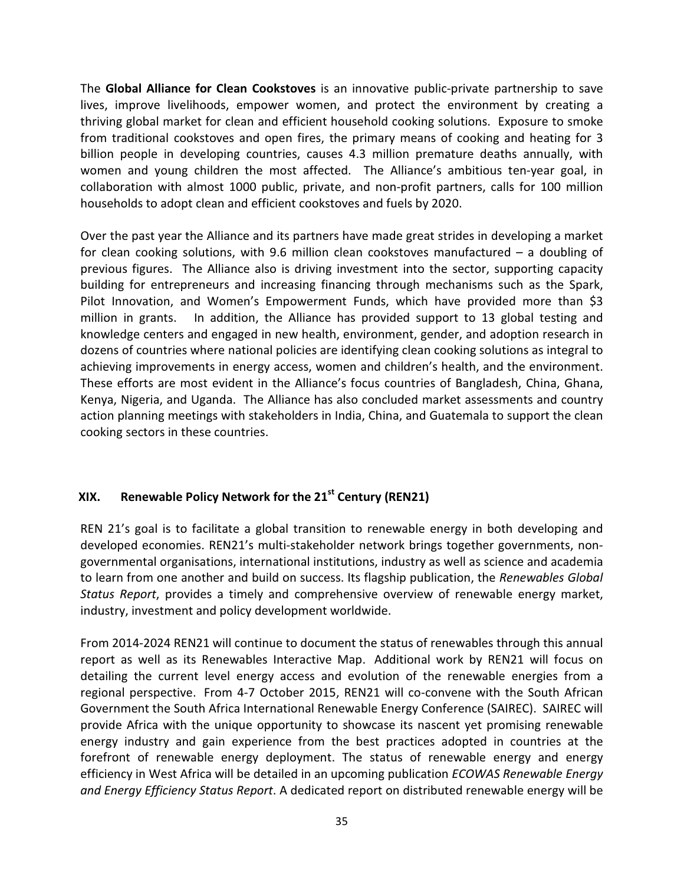The **Global Alliance for Clean Cookstoves** is an innovative public-private partnership to save lives, improve livelihoods, empower women, and protect the environment by creating a thriving global market for clean and efficient household cooking solutions. Exposure to smoke from traditional cookstoves and open fires, the primary means of cooking and heating for 3 billion people in developing countries, causes 4.3 million premature deaths annually, with women and young children the most affected. The Alliance's ambitious ten-year goal, in collaboration with almost 1000 public, private, and non-profit partners, calls for 100 million households to adopt clean and efficient cookstoves and fuels by 2020.

Over the past year the Alliance and its partners have made great strides in developing a market for clean cooking solutions, with 9.6 million clean cookstoves manufactured – a doubling of previous figures. The Alliance also is driving investment into the sector, supporting capacity building for entrepreneurs and increasing financing through mechanisms such as the Spark, Pilot Innovation, and Women's Empowerment Funds, which have provided more than $3 million in grants. In addition, the Alliance has provided support to 13 global testing and knowledge centers and engaged in new health, environment, gender, and adoption research in dozens of countries where national policies are identifying clean cooking solutions as integral to achieving improvements in energy access, women and children's health, and the environment. These efforts are most evident in the Alliance's focus countries of Bangladesh, China, Ghana, Kenya, Nigeria, and Uganda. The Alliance has also concluded market assessments and country action planning meetings with stakeholders in India, China, and Guatemala to support the clean cooking sectors in these countries.

## XIX. Renewable Policy Network for the 21st Century (REN21)

REN 21's goal is to facilitate a global transition to renewable energy in both developing and developed economies. REN21's multi-stakeholder network brings together governments, non-governmental organisations, international institutions, industry as well as science and academia to learn from one another and build on success. Its flagship publication, the *Renewables Global Status Report*, provides a timely and comprehensive overview of renewable energy market, industry, investment and policy development worldwide.

From 2014-2024 REN21 will continue to document the status of renewables through this annual report as well as its Renewables Interactive Map. Additional work by REN21 will focus on detailing the current level energy access and evolution of the renewable energies from a regional perspective. From 4-7 October 2015, REN21 will co-convene with the South African Government the South Africa International Renewable Energy Conference (SAIREC). SAIREC will provide Africa with the unique opportunity to showcase its nascent yet promising renewable energy industry and gain experience from the best practices adopted in countries at the forefront of renewable energy deployment. The status of renewable energy and energy efficiency in West Africa will be detailed in an upcoming publication *ECOWAS Renewable Energy and Energy Efficiency Status Report*. A dedicated report on distributed renewable energy will be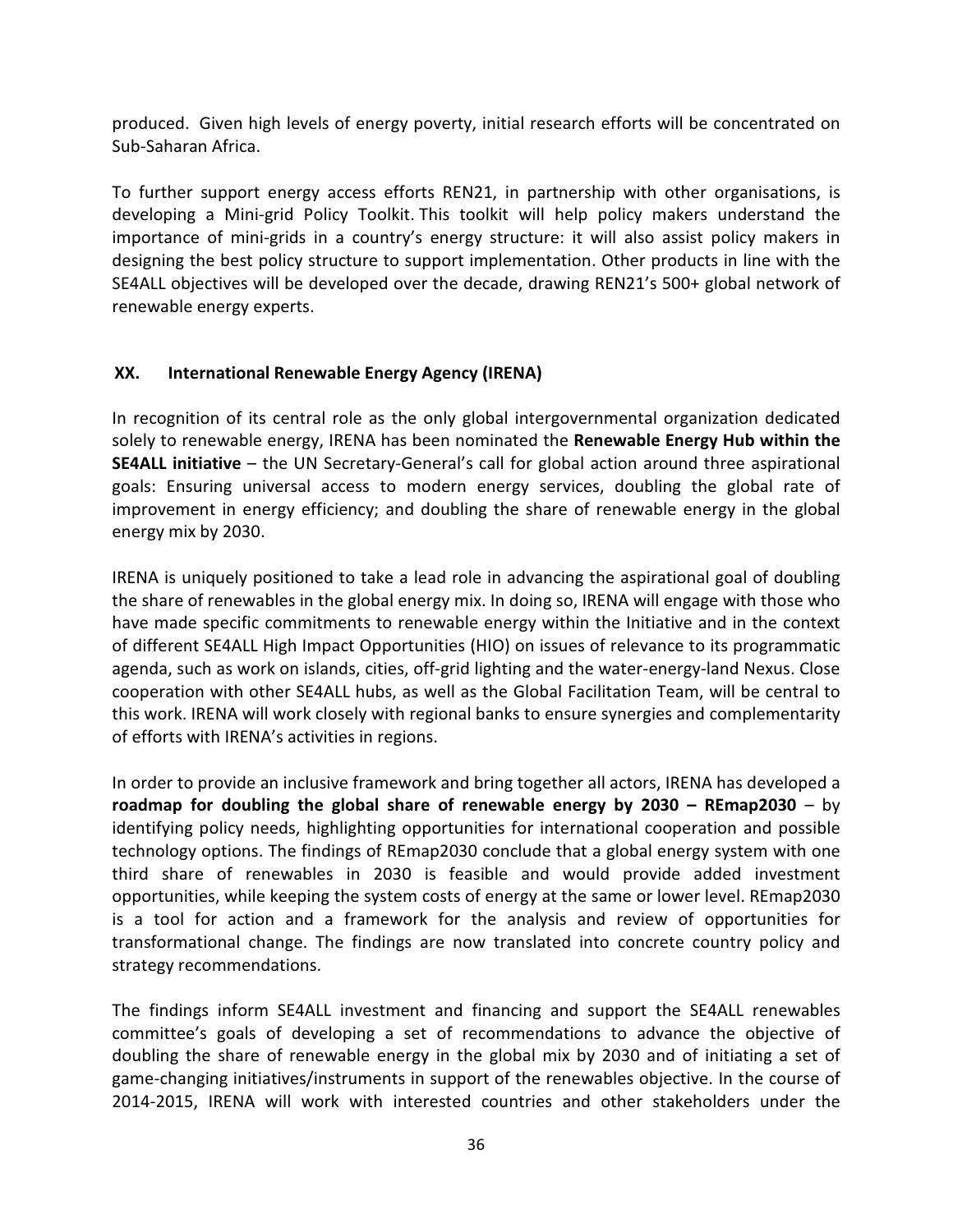produced. Given high levels of energy poverty, initial research efforts will be concentrated on Sub-Saharan Africa.

To further support energy access efforts REN21, in partnership with other organisations, is developing a Mini-grid Policy Toolkit. This toolkit will help policy makers understand the importance of mini-grids in a country's energy structure: it will also assist policy makers in designing the best policy structure to support implementation. Other products in line with the SE4ALL objectives will be developed over the decade, drawing REN21's 500+ global network of renewable energy experts.

## XX. International Renewable Energy Agency (IRENA)

In recognition of its central role as the only global intergovernmental organization dedicated solely to renewable energy, IRENA has been nominated the **Renewable Energy Hub within the SE4ALL initiative** – the UN Secretary-General's call for global action around three aspirational goals: Ensuring universal access to modern energy services, doubling the global rate of improvement in energy efficiency; and doubling the share of renewable energy in the global energy mix by 2030.

IRENA is uniquely positioned to take a lead role in advancing the aspirational goal of doubling the share of renewables in the global energy mix. In doing so, IRENA will engage with those who have made specific commitments to renewable energy within the Initiative and in the context of different SE4ALL High Impact Opportunities (HIO) on issues of relevance to its programmatic agenda, such as work on islands, cities, off-grid lighting and the water-energy-land Nexus. Close cooperation with other SE4ALL hubs, as well as the Global Facilitation Team, will be central to this work. IRENA will work closely with regional banks to ensure synergies and complementarity of efforts with IRENA's activities in regions.

In order to provide an inclusive framework and bring together all actors, IRENA has developed a **roadmap for doubling the global share of renewable energy by 2030 – REmap2030** – by identifying policy needs, highlighting opportunities for international cooperation and possible technology options. The findings of REmap2030 conclude that a global energy system with one third share of renewables in 2030 is feasible and would provide added investment opportunities, while keeping the system costs of energy at the same or lower level. REmap2030 is a tool for action and a framework for the analysis and review of opportunities for transformational change. The findings are now translated into concrete country policy and strategy recommendations.

The findings inform SE4ALL investment and financing and support the SE4ALL renewables committee's goals of developing a set of recommendations to advance the objective of doubling the share of renewable energy in the global mix by 2030 and of initiating a set of game-changing initiatives/instruments in support of the renewables objective. In the course of 2014-2015, IRENA will work with interested countries and other stakeholders under the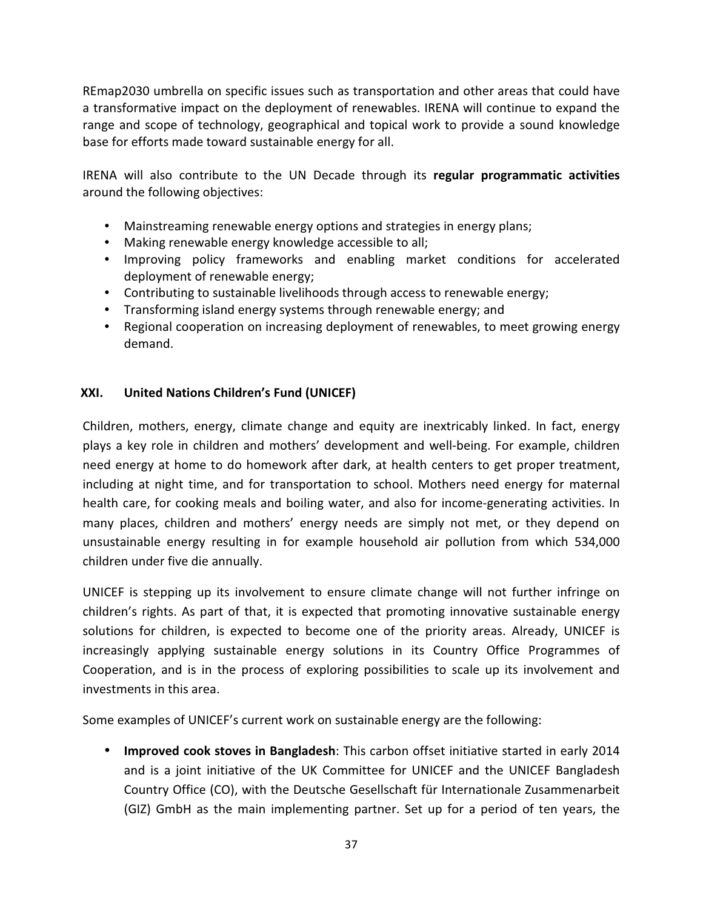REmap2030 umbrella on specific issues such as transportation and other areas that could have a transformative impact on the deployment of renewables. IRENA will continue to expand the range and scope of technology, geographical and topical work to provide a sound knowledge base for efforts made toward sustainable energy for all.

IRENA will also contribute to the UN Decade through its **regular programmatic activities** around the following objectives:

- Mainstreaming renewable energy options and strategies in energy plans;
- Making renewable energy knowledge accessible to all;
- Improving policy frameworks and enabling market conditions for accelerated deployment of renewable energy;
- Contributing to sustainable livelihoods through access to renewable energy;
- Transforming island energy systems through renewable energy; and
- Regional cooperation on increasing deployment of renewables, to meet growing energy demand.

## XXI. United Nations Children's Fund (UNICEF)

Children, mothers, energy, climate change and equity are inextricably linked. In fact, energy plays a key role in children and mothers' development and well-being. For example, children need energy at home to do homework after dark, at health centers to get proper treatment, including at night time, and for transportation to school. Mothers need energy for maternal health care, for cooking meals and boiling water, and also for income-generating activities. In many places, children and mothers' energy needs are simply not met, or they depend on unsustainable energy resulting in for example household air pollution from which 534,000 children under five die annually.

UNICEF is stepping up its involvement to ensure climate change will not further infringe on children's rights. As part of that, it is expected that promoting innovative sustainable energy solutions for children, is expected to become one of the priority areas. Already, UNICEF is increasingly applying sustainable energy solutions in its Country Office Programmes of Cooperation, and is in the process of exploring possibilities to scale up its involvement and investments in this area.

Some examples of UNICEF's current work on sustainable energy are the following:

- **Improved cook stoves in Bangladesh**: This carbon offset initiative started in early 2014 and is a joint initiative of the UK Committee for UNICEF and the UNICEF Bangladesh Country Office (CO), with the Deutsche Gesellschaft für Internationale Zusammenarbeit (GIZ) GmbH as the main implementing partner. Set up for a period of ten years, the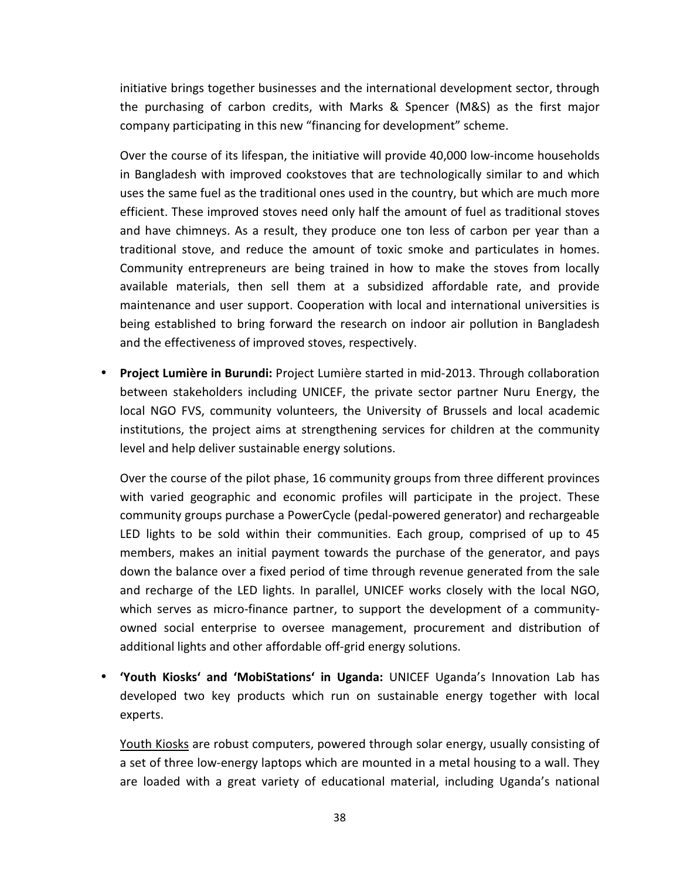initiative brings together businesses and the international development sector, through the purchasing of carbon credits, with Marks & Spencer (M&S) as the first major company participating in this new "financing for development" scheme.

Over the course of its lifespan, the initiative will provide 40,000 low-income households in Bangladesh with improved cookstoves that are technologically similar to and which uses the same fuel as the traditional ones used in the country, but which are much more efficient. These improved stoves need only half the amount of fuel as traditional stoves and have chimneys. As a result, they produce one ton less of carbon per year than a traditional stove, and reduce the amount of toxic smoke and particulates in homes. Community entrepreneurs are being trained in how to make the stoves from locally available materials, then sell them at a subsidized affordable rate, and provide maintenance and user support. Cooperation with local and international universities is being established to bring forward the research on indoor air pollution in Bangladesh and the effectiveness of improved stoves, respectively.

- **Project Lumière in Burundi:** Project Lumière started in mid-2013. Through collaboration between stakeholders including UNICEF, the private sector partner Nuru Energy, the local NGO FVS, community volunteers, the University of Brussels and local academic institutions, the project aims at strengthening services for children at the community level and help deliver sustainable energy solutions.

  Over the course of the pilot phase, 16 community groups from three different provinces with varied geographic and economic profiles will participate in the project. These community groups purchase a PowerCycle (pedal-powered generator) and rechargeable LED lights to be sold within their communities. Each group, comprised of up to 45 members, makes an initial payment towards the purchase of the generator, and pays down the balance over a fixed period of time through revenue generated from the sale and recharge of the LED lights. In parallel, UNICEF works closely with the local NGO, which serves as micro-finance partner, to support the development of a community-owned social enterprise to oversee management, procurement and distribution of additional lights and other affordable off-grid energy solutions.

- **'Youth Kiosks' and 'MobiStations' in Uganda:** UNICEF Uganda's Innovation Lab has developed two key products which run on sustainable energy together with local experts.

  Youth Kiosks are robust computers, powered through solar energy, usually consisting of a set of three low-energy laptops which are mounted in a metal housing to a wall. They are loaded with a great variety of educational material, including Uganda's national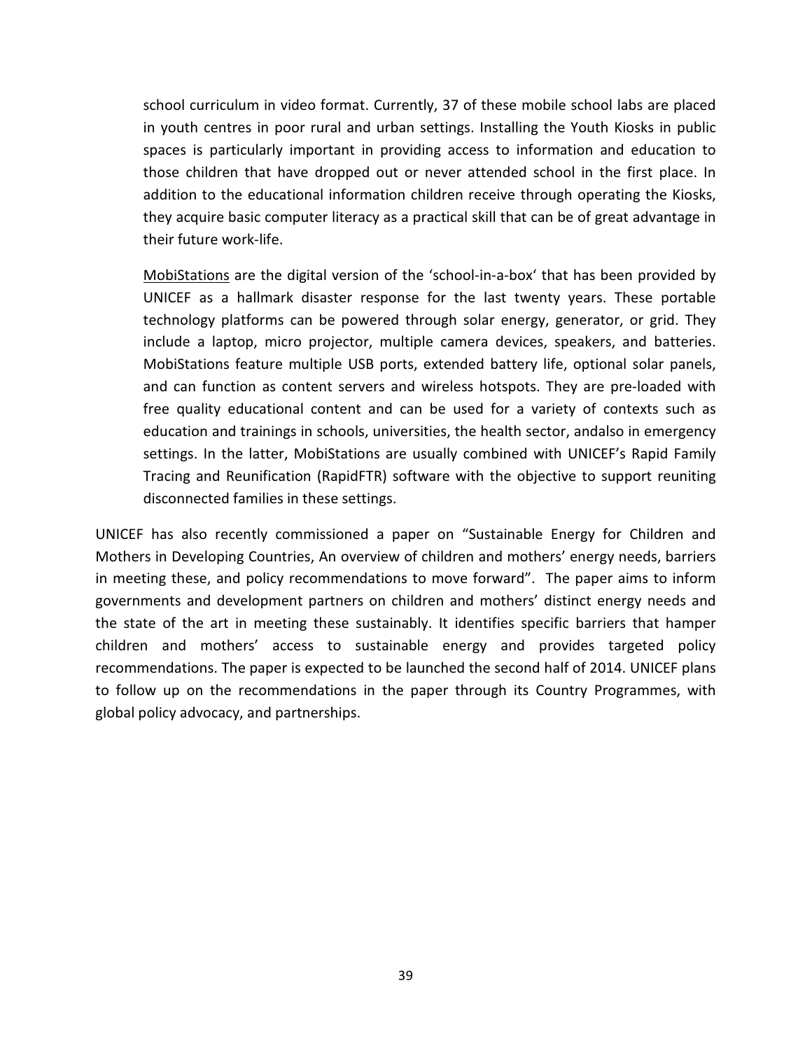school curriculum in video format. Currently, 37 of these mobile school labs are placed in youth centres in poor rural and urban settings. Installing the Youth Kiosks in public spaces is particularly important in providing access to information and education to those children that have dropped out or never attended school in the first place. In addition to the educational information children receive through operating the Kiosks, they acquire basic computer literacy as a practical skill that can be of great advantage in their future work-life.

MobiStations are the digital version of the 'school-in-a-box' that has been provided by UNICEF as a hallmark disaster response for the last twenty years. These portable technology platforms can be powered through solar energy, generator, or grid. They include a laptop, micro projector, multiple camera devices, speakers, and batteries. MobiStations feature multiple USB ports, extended battery life, optional solar panels, and can function as content servers and wireless hotspots. They are pre-loaded with free quality educational content and can be used for a variety of contexts such as education and trainings in schools, universities, the health sector, andalso in emergency settings. In the latter, MobiStations are usually combined with UNICEF's Rapid Family Tracing and Reunification (RapidFTR) software with the objective to support reuniting disconnected families in these settings.

UNICEF has also recently commissioned a paper on "Sustainable Energy for Children and Mothers in Developing Countries, An overview of children and mothers' energy needs, barriers in meeting these, and policy recommendations to move forward". The paper aims to inform governments and development partners on children and mothers' distinct energy needs and the state of the art in meeting these sustainably. It identifies specific barriers that hamper children and mothers' access to sustainable energy and provides targeted policy recommendations. The paper is expected to be launched the second half of 2014. UNICEF plans to follow up on the recommendations in the paper through its Country Programmes, with global policy advocacy, and partnerships.